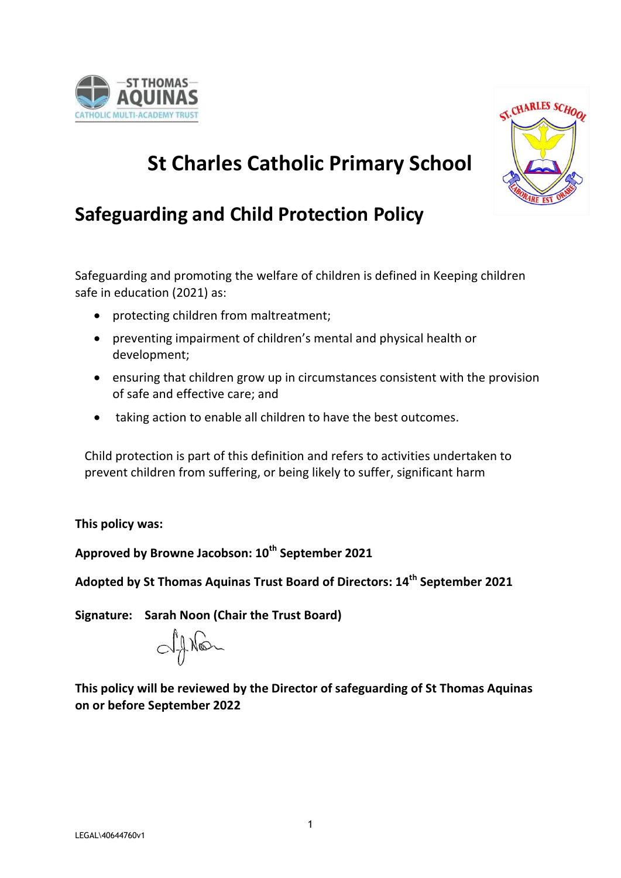# St Charles Catholic Primary School

## Safeguarding and Child Protection Policy

Safeguarding and promoting the welfare of children is defined in Keeping children safe in education (2021) as:

- protecting children from maltreatment;
- preventing impairment of children's mental and physical health or development;
- ensuring that children grow up in circumstances consistent with the provision of safe and effective care; and
- taking action to enable all children to have the best outcomes.

Child protection is part of this definition and refers to activities undertaken to prevent children from suffering, or being likely to suffer, significant harm

**This policy was:**

**Approved by Browne Jacobson: 10th September 2021**

**Adopted by St Thomas Aquinas Trust Board of Directors: 14th September 2021**

**Signature: Sarah Noon (Chair the Trust Board)**

**This policy will be reviewed by the Director of safeguarding of St Thomas Aquinas on or before September 2022**

LEGAL\40644760v1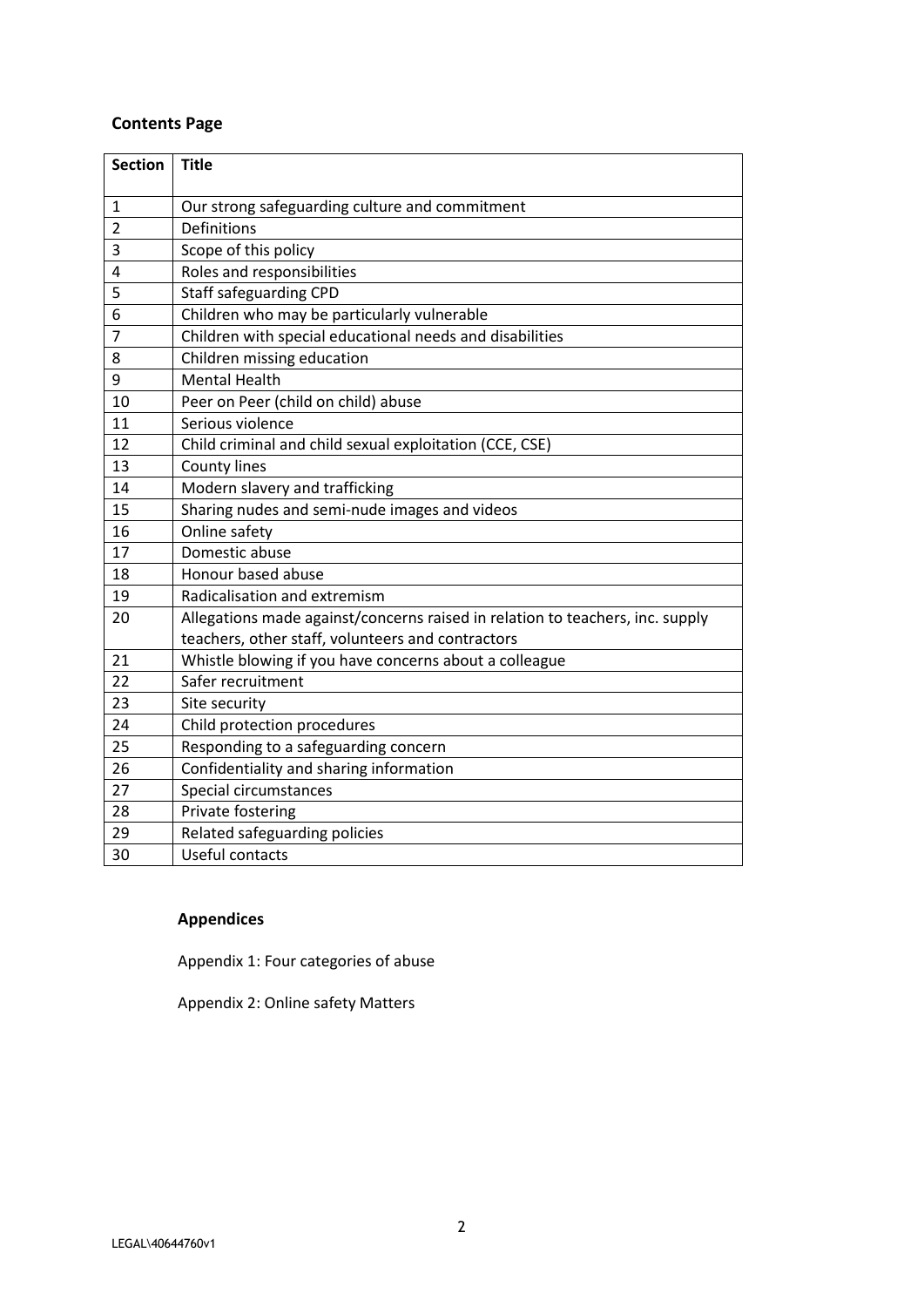## Contents Page

| Section | Title |
|---|---|
| 1 | Our strong safeguarding culture and commitment |
| 2 | Definitions |
| 3 | Scope of this policy |
| 4 | Roles and responsibilities |
| 5 | Staff safeguarding CPD |
| 6 | Children who may be particularly vulnerable |
| 7 | Children with special educational needs and disabilities |
| 8 | Children missing education |
| 9 | Mental Health |
| 10 | Peer on Peer (child on child) abuse |
| 11 | Serious violence |
| 12 | Child criminal and child sexual exploitation (CCE, CSE) |
| 13 | County lines |
| 14 | Modern slavery and trafficking |
| 15 | Sharing nudes and semi-nude images and videos |
| 16 | Online safety |
| 17 | Domestic abuse |
| 18 | Honour based abuse |
| 19 | Radicalisation and extremism |
| 20 | Allegations made against/concerns raised in relation to teachers, inc. supply teachers, other staff, volunteers and contractors |
| 21 | Whistle blowing if you have concerns about a colleague |
| 22 | Safer recruitment |
| 23 | Site security |
| 24 | Child protection procedures |
| 25 | Responding to a safeguarding concern |
| 26 | Confidentiality and sharing information |
| 27 | Special circumstances |
| 28 | Private fostering |
| 29 | Related safeguarding policies |
| 30 | Useful contacts |

### Appendices

Appendix 1: Four categories of abuse

Appendix 2: Online safety Matters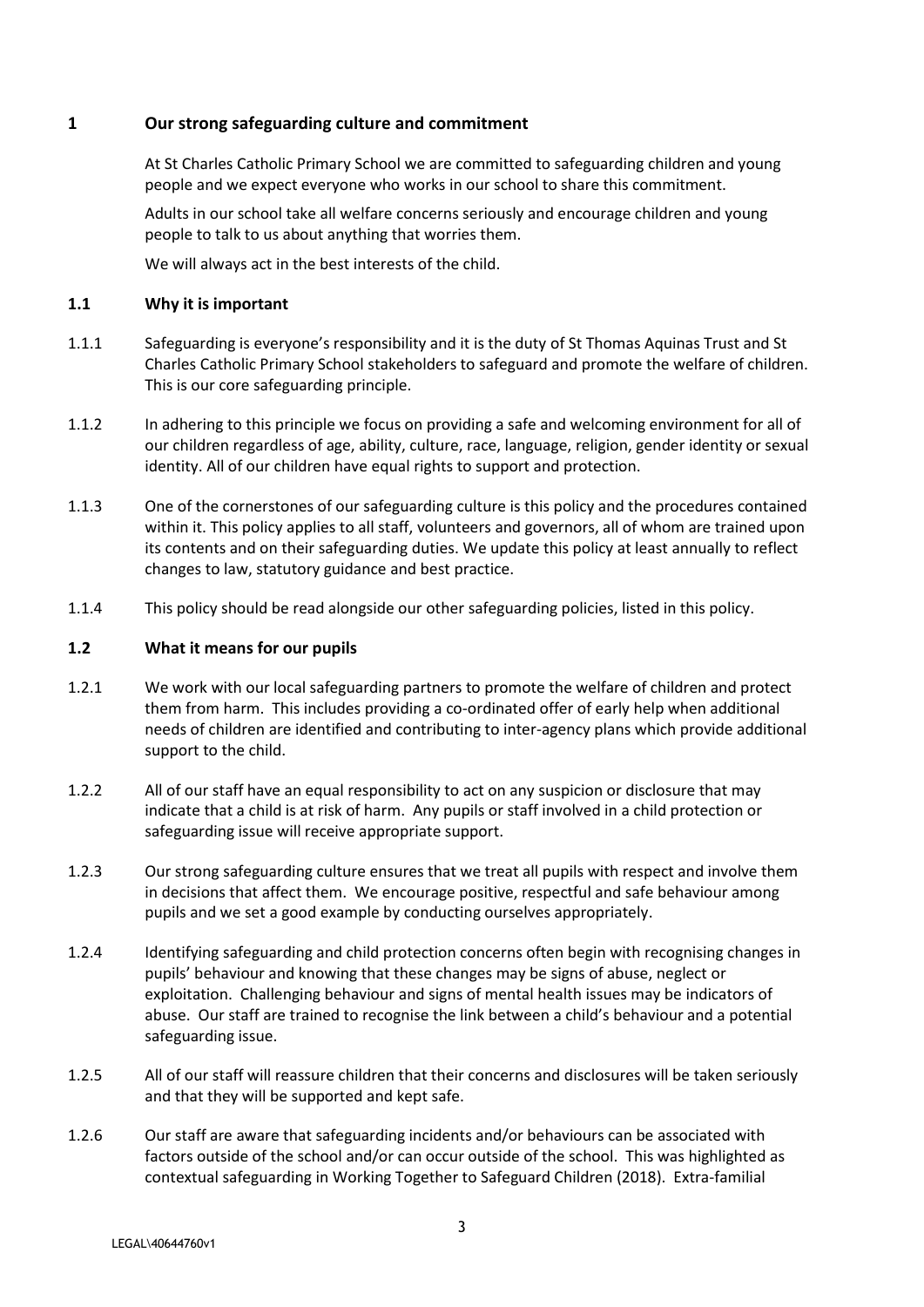## 1 Our strong safeguarding culture and commitment

At St Charles Catholic Primary School we are committed to safeguarding children and young people and we expect everyone who works in our school to share this commitment.

Adults in our school take all welfare concerns seriously and encourage children and young people to talk to us about anything that worries them.

We will always act in the best interests of the child.

### 1.1 Why it is important

1.1.1 Safeguarding is everyone's responsibility and it is the duty of St Thomas Aquinas Trust and St Charles Catholic Primary School stakeholders to safeguard and promote the welfare of children. This is our core safeguarding principle.

1.1.2 In adhering to this principle we focus on providing a safe and welcoming environment for all of our children regardless of age, ability, culture, race, language, religion, gender identity or sexual identity. All of our children have equal rights to support and protection.

1.1.3 One of the cornerstones of our safeguarding culture is this policy and the procedures contained within it. This policy applies to all staff, volunteers and governors, all of whom are trained upon its contents and on their safeguarding duties. We update this policy at least annually to reflect changes to law, statutory guidance and best practice.

1.1.4 This policy should be read alongside our other safeguarding policies, listed in this policy.

### 1.2 What it means for our pupils

1.2.1 We work with our local safeguarding partners to promote the welfare of children and protect them from harm. This includes providing a co-ordinated offer of early help when additional needs of children are identified and contributing to inter-agency plans which provide additional support to the child.

1.2.2 All of our staff have an equal responsibility to act on any suspicion or disclosure that may indicate that a child is at risk of harm. Any pupils or staff involved in a child protection or safeguarding issue will receive appropriate support.

1.2.3 Our strong safeguarding culture ensures that we treat all pupils with respect and involve them in decisions that affect them. We encourage positive, respectful and safe behaviour among pupils and we set a good example by conducting ourselves appropriately.

1.2.4 Identifying safeguarding and child protection concerns often begin with recognising changes in pupils' behaviour and knowing that these changes may be signs of abuse, neglect or exploitation. Challenging behaviour and signs of mental health issues may be indicators of abuse. Our staff are trained to recognise the link between a child's behaviour and a potential safeguarding issue.

1.2.5 All of our staff will reassure children that their concerns and disclosures will be taken seriously and that they will be supported and kept safe.

1.2.6 Our staff are aware that safeguarding incidents and/or behaviours can be associated with factors outside of the school and/or can occur outside of the school. This was highlighted as contextual safeguarding in Working Together to Safeguard Children (2018). Extra-familial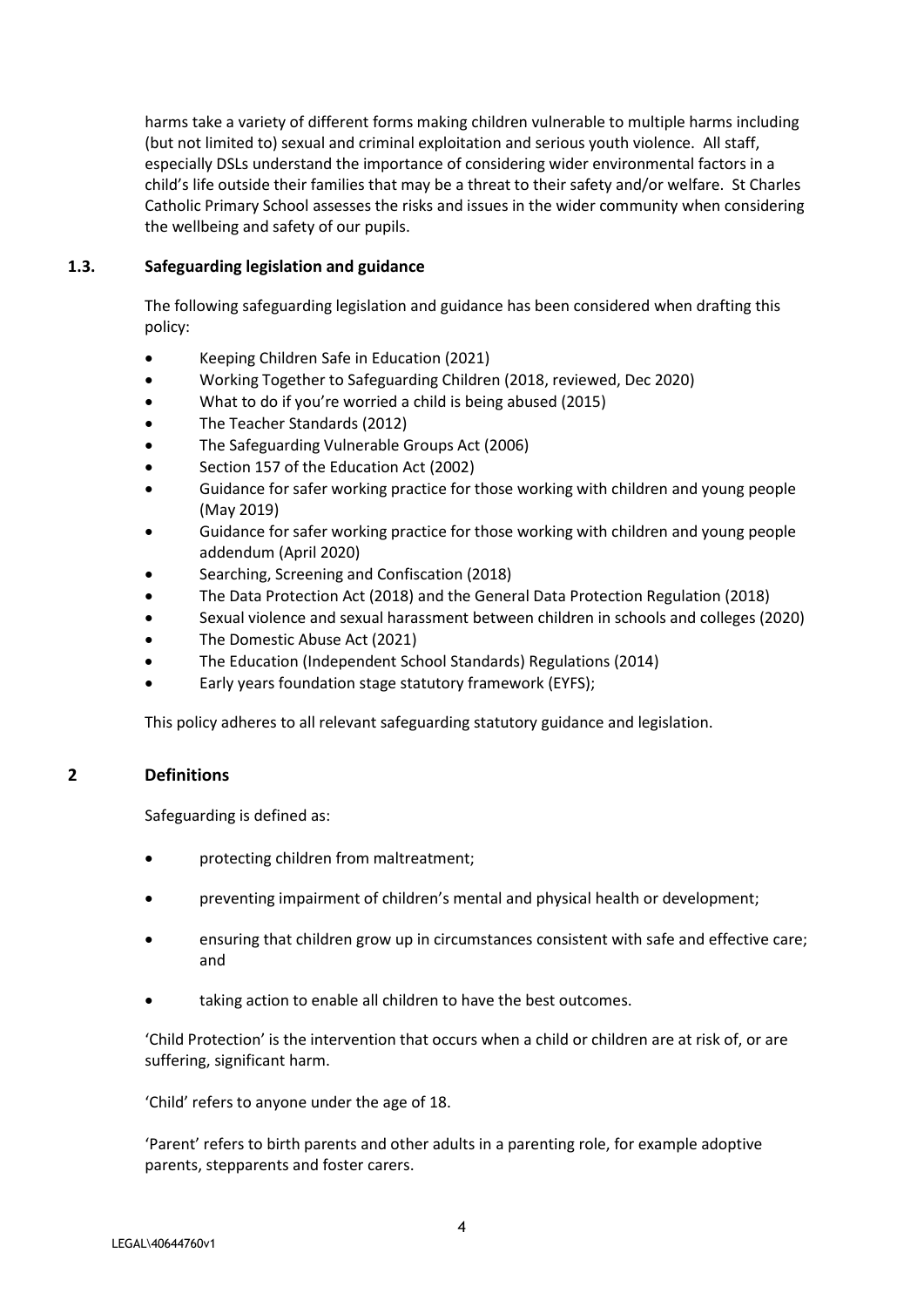harms take a variety of different forms making children vulnerable to multiple harms including (but not limited to) sexual and criminal exploitation and serious youth violence. All staff, especially DSLs understand the importance of considering wider environmental factors in a child's life outside their families that may be a threat to their safety and/or welfare. St Charles Catholic Primary School assesses the risks and issues in the wider community when considering the wellbeing and safety of our pupils.

### 1.3. Safeguarding legislation and guidance

The following safeguarding legislation and guidance has been considered when drafting this policy:

- Keeping Children Safe in Education (2021)
- Working Together to Safeguarding Children (2018, reviewed, Dec 2020)
- What to do if you're worried a child is being abused (2015)
- The Teacher Standards (2012)
- The Safeguarding Vulnerable Groups Act (2006)
- Section 157 of the Education Act (2002)
- Guidance for safer working practice for those working with children and young people (May 2019)
- Guidance for safer working practice for those working with children and young people addendum (April 2020)
- Searching, Screening and Confiscation (2018)
- The Data Protection Act (2018) and the General Data Protection Regulation (2018)
- Sexual violence and sexual harassment between children in schools and colleges (2020)
- The Domestic Abuse Act (2021)
- The Education (Independent School Standards) Regulations (2014)
- Early years foundation stage statutory framework (EYFS);

This policy adheres to all relevant safeguarding statutory guidance and legislation.

## 2 Definitions

Safeguarding is defined as:

- protecting children from maltreatment;
- preventing impairment of children's mental and physical health or development;
- ensuring that children grow up in circumstances consistent with safe and effective care; and
- taking action to enable all children to have the best outcomes.

'Child Protection' is the intervention that occurs when a child or children are at risk of, or are suffering, significant harm.

'Child' refers to anyone under the age of 18.

'Parent' refers to birth parents and other adults in a parenting role, for example adoptive parents, stepparents and foster carers.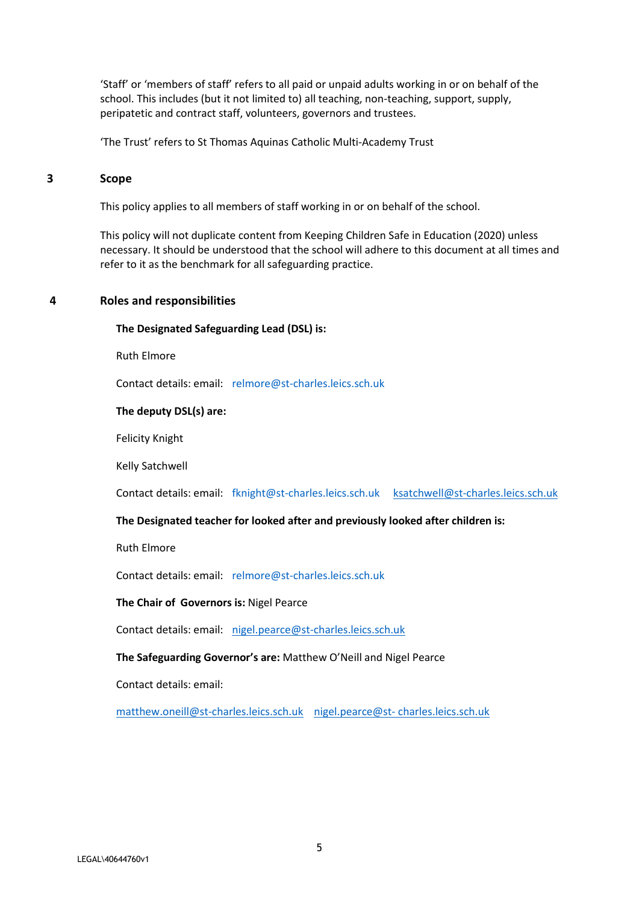'Staff' or 'members of staff' refers to all paid or unpaid adults working in or on behalf of the school. This includes (but it not limited to) all teaching, non-teaching, support, supply, peripatetic and contract staff, volunteers, governors and trustees.

'The Trust' refers to St Thomas Aquinas Catholic Multi-Academy Trust

## 3 Scope

This policy applies to all members of staff working in or on behalf of the school.

This policy will not duplicate content from Keeping Children Safe in Education (2020) unless necessary. It should be understood that the school will adhere to this document at all times and refer to it as the benchmark for all safeguarding practice.

## 4 Roles and responsibilities

**The Designated Safeguarding Lead (DSL) is:**

Ruth Elmore

Contact details: email: relmore@st-charles.leics.sch.uk

**The deputy DSL(s) are:**

Felicity Knight

Kelly Satchwell

Contact details: email: fknight@st-charles.leics.sch.uk ksatchwell@st-charles.leics.sch.uk

**The Designated teacher for looked after and previously looked after children is:**

Ruth Elmore

Contact details: email: relmore@st-charles.leics.sch.uk

**The Chair of Governors is:** Nigel Pearce

Contact details: email: nigel.pearce@st-charles.leics.sch.uk

**The Safeguarding Governor's are:** Matthew O'Neill and Nigel Pearce

Contact details: email:

matthew.oneill@st-charles.leics.sch.uk nigel.pearce@st- charles.leics.sch.uk

LEGAL\40644760v1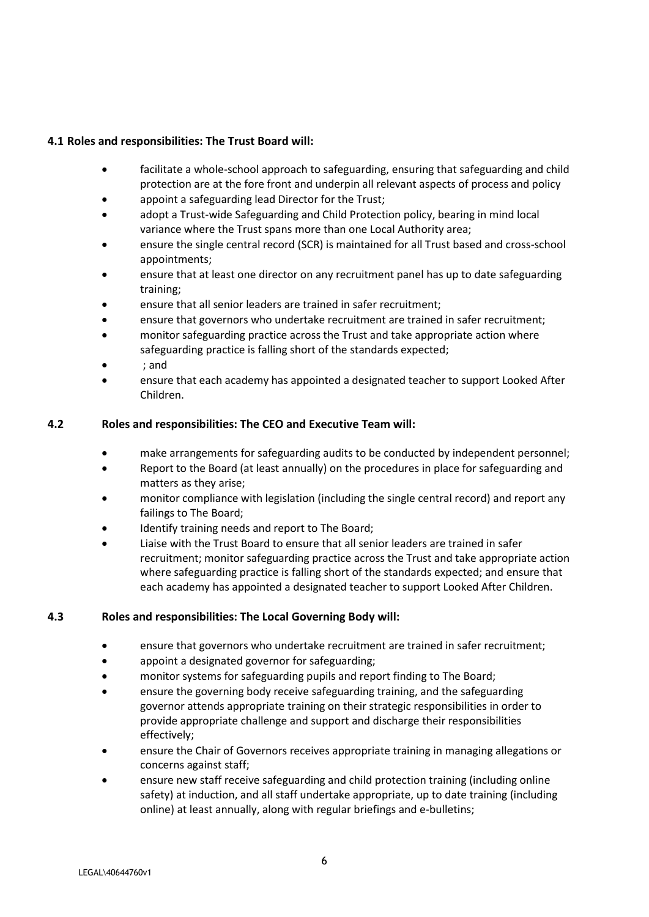### 4.1 Roles and responsibilities: The Trust Board will:

- facilitate a whole-school approach to safeguarding, ensuring that safeguarding and child protection are at the fore front and underpin all relevant aspects of process and policy
- appoint a safeguarding lead Director for the Trust;
- adopt a Trust-wide Safeguarding and Child Protection policy, bearing in mind local variance where the Trust spans more than one Local Authority area;
- ensure the single central record (SCR) is maintained for all Trust based and cross-school appointments;
- ensure that at least one director on any recruitment panel has up to date safeguarding training;
- ensure that all senior leaders are trained in safer recruitment;
- ensure that governors who undertake recruitment are trained in safer recruitment;
- monitor safeguarding practice across the Trust and take appropriate action where safeguarding practice is falling short of the standards expected;
- ; and
- ensure that each academy has appointed a designated teacher to support Looked After Children.

### 4.2 Roles and responsibilities: The CEO and Executive Team will:

- make arrangements for safeguarding audits to be conducted by independent personnel;
- Report to the Board (at least annually) on the procedures in place for safeguarding and matters as they arise;
- monitor compliance with legislation (including the single central record) and report any failings to The Board;
- Identify training needs and report to The Board;
- Liaise with the Trust Board to ensure that all senior leaders are trained in safer recruitment; monitor safeguarding practice across the Trust and take appropriate action where safeguarding practice is falling short of the standards expected; and ensure that each academy has appointed a designated teacher to support Looked After Children.

### 4.3 Roles and responsibilities: The Local Governing Body will:

- ensure that governors who undertake recruitment are trained in safer recruitment;
- appoint a designated governor for safeguarding;
- monitor systems for safeguarding pupils and report finding to The Board;
- ensure the governing body receive safeguarding training, and the safeguarding governor attends appropriate training on their strategic responsibilities in order to provide appropriate challenge and support and discharge their responsibilities effectively;
- ensure the Chair of Governors receives appropriate training in managing allegations or concerns against staff;
- ensure new staff receive safeguarding and child protection training (including online safety) at induction, and all staff undertake appropriate, up to date training (including online) at least annually, along with regular briefings and e-bulletins;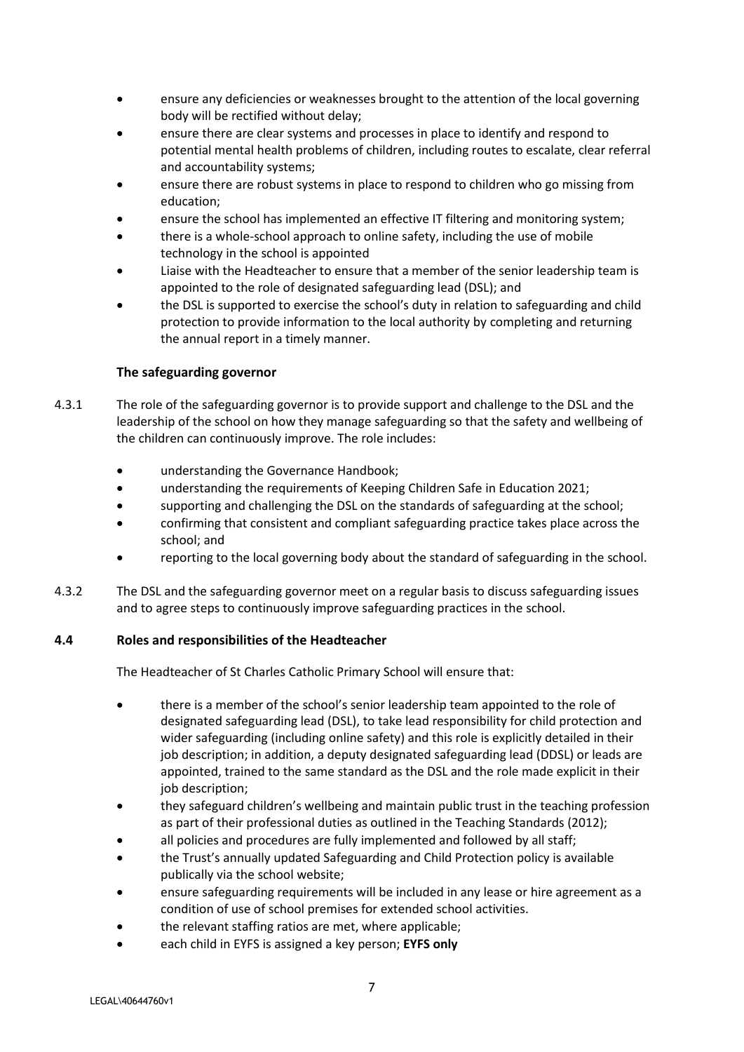- ensure any deficiencies or weaknesses brought to the attention of the local governing body will be rectified without delay;
- ensure there are clear systems and processes in place to identify and respond to potential mental health problems of children, including routes to escalate, clear referral and accountability systems;
- ensure there are robust systems in place to respond to children who go missing from education;
- ensure the school has implemented an effective IT filtering and monitoring system;
- there is a whole-school approach to online safety, including the use of mobile technology in the school is appointed
- Liaise with the Headteacher to ensure that a member of the senior leadership team is appointed to the role of designated safeguarding lead (DSL); and
- the DSL is supported to exercise the school's duty in relation to safeguarding and child protection to provide information to the local authority by completing and returning the annual report in a timely manner.

**The safeguarding governor**

4.3.1 The role of the safeguarding governor is to provide support and challenge to the DSL and the leadership of the school on how they manage safeguarding so that the safety and wellbeing of the children can continuously improve. The role includes:

- understanding the Governance Handbook;
- understanding the requirements of Keeping Children Safe in Education 2021;
- supporting and challenging the DSL on the standards of safeguarding at the school;
- confirming that consistent and compliant safeguarding practice takes place across the school; and
- reporting to the local governing body about the standard of safeguarding in the school.

4.3.2 The DSL and the safeguarding governor meet on a regular basis to discuss safeguarding issues and to agree steps to continuously improve safeguarding practices in the school.

### 4.4 Roles and responsibilities of the Headteacher

The Headteacher of St Charles Catholic Primary School will ensure that:

- there is a member of the school's senior leadership team appointed to the role of designated safeguarding lead (DSL), to take lead responsibility for child protection and wider safeguarding (including online safety) and this role is explicitly detailed in their job description; in addition, a deputy designated safeguarding lead (DDSL) or leads are appointed, trained to the same standard as the DSL and the role made explicit in their job description;
- they safeguard children's wellbeing and maintain public trust in the teaching profession as part of their professional duties as outlined in the Teaching Standards (2012);
- all policies and procedures are fully implemented and followed by all staff;
- the Trust's annually updated Safeguarding and Child Protection policy is available publically via the school website;
- ensure safeguarding requirements will be included in any lease or hire agreement as a condition of use of school premises for extended school activities.
- the relevant staffing ratios are met, where applicable;
- each child in EYFS is assigned a key person; **EYFS only**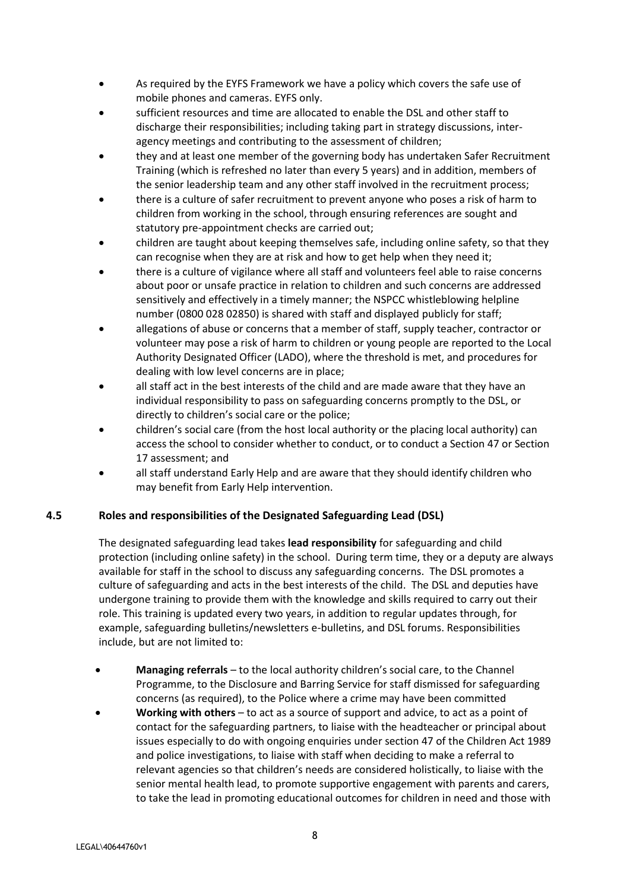- As required by the EYFS Framework we have a policy which covers the safe use of mobile phones and cameras. EYFS only.
- sufficient resources and time are allocated to enable the DSL and other staff to discharge their responsibilities; including taking part in strategy discussions, inter-agency meetings and contributing to the assessment of children;
- they and at least one member of the governing body has undertaken Safer Recruitment Training (which is refreshed no later than every 5 years) and in addition, members of the senior leadership team and any other staff involved in the recruitment process;
- there is a culture of safer recruitment to prevent anyone who poses a risk of harm to children from working in the school, through ensuring references are sought and statutory pre-appointment checks are carried out;
- children are taught about keeping themselves safe, including online safety, so that they can recognise when they are at risk and how to get help when they need it;
- there is a culture of vigilance where all staff and volunteers feel able to raise concerns about poor or unsafe practice in relation to children and such concerns are addressed sensitively and effectively in a timely manner; the NSPCC whistleblowing helpline number (0800 028 02850) is shared with staff and displayed publicly for staff;
- allegations of abuse or concerns that a member of staff, supply teacher, contractor or volunteer may pose a risk of harm to children or young people are reported to the Local Authority Designated Officer (LADO), where the threshold is met, and procedures for dealing with low level concerns are in place;
- all staff act in the best interests of the child and are made aware that they have an individual responsibility to pass on safeguarding concerns promptly to the DSL, or directly to children's social care or the police;
- children's social care (from the host local authority or the placing local authority) can access the school to consider whether to conduct, or to conduct a Section 47 or Section 17 assessment; and
- all staff understand Early Help and are aware that they should identify children who may benefit from Early Help intervention.

### 4.5 Roles and responsibilities of the Designated Safeguarding Lead (DSL)

The designated safeguarding lead takes **lead responsibility** for safeguarding and child protection (including online safety) in the school. During term time, they or a deputy are always available for staff in the school to discuss any safeguarding concerns. The DSL promotes a culture of safeguarding and acts in the best interests of the child. The DSL and deputies have undergone training to provide them with the knowledge and skills required to carry out their role. This training is updated every two years, in addition to regular updates through, for example, safeguarding bulletins/newsletters e-bulletins, and DSL forums. Responsibilities include, but are not limited to:

- **Managing referrals** – to the local authority children's social care, to the Channel Programme, to the Disclosure and Barring Service for staff dismissed for safeguarding concerns (as required), to the Police where a crime may have been committed
- **Working with others** – to act as a source of support and advice, to act as a point of contact for the safeguarding partners, to liaise with the headteacher or principal about issues especially to do with ongoing enquiries under section 47 of the Children Act 1989 and police investigations, to liaise with staff when deciding to make a referral to relevant agencies so that children's needs are considered holistically, to liaise with the senior mental health lead, to promote supportive engagement with parents and carers, to take the lead in promoting educational outcomes for children in need and those with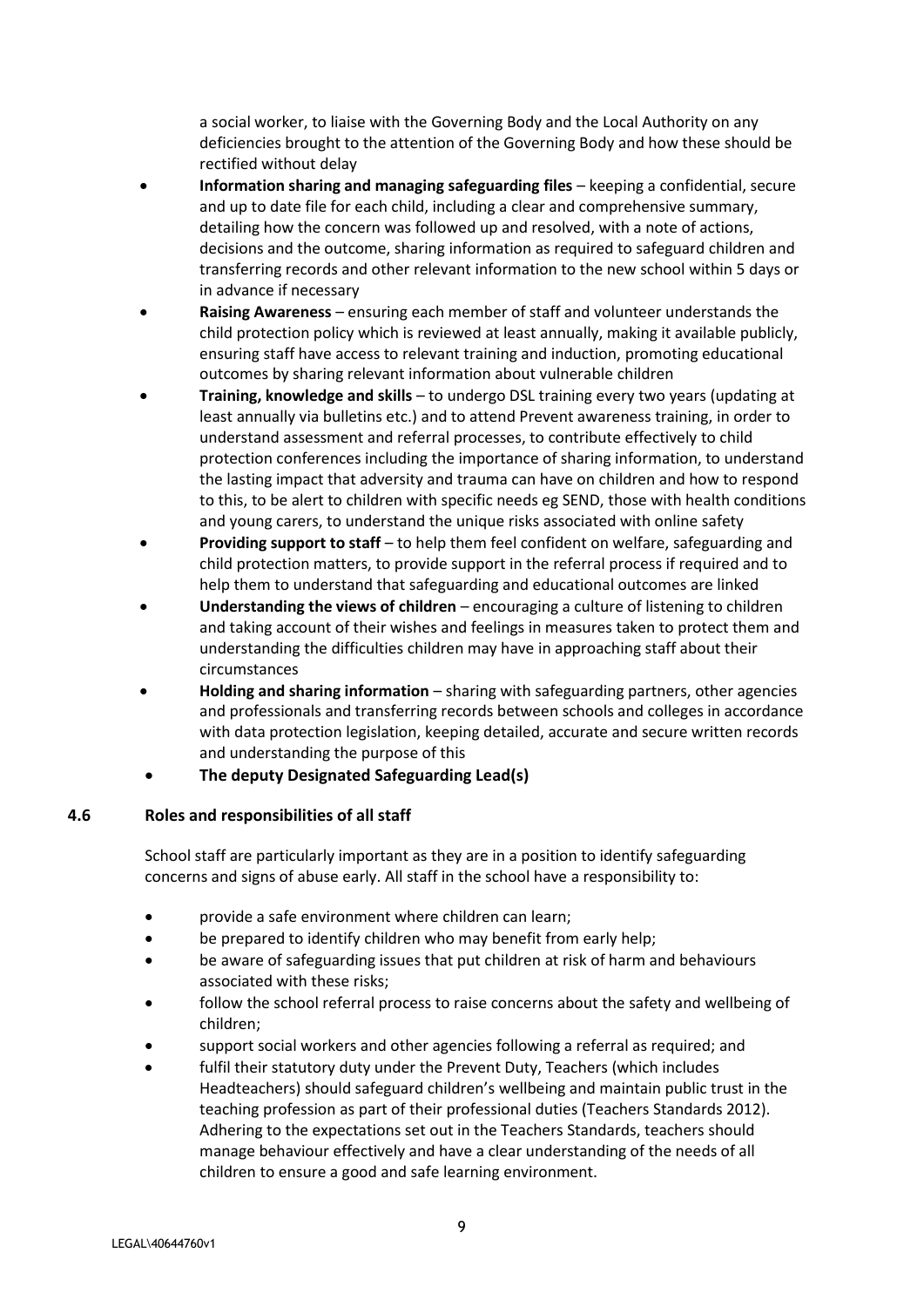a social worker, to liaise with the Governing Body and the Local Authority on any deficiencies brought to the attention of the Governing Body and how these should be rectified without delay

- **Information sharing and managing safeguarding files** – keeping a confidential, secure and up to date file for each child, including a clear and comprehensive summary, detailing how the concern was followed up and resolved, with a note of actions, decisions and the outcome, sharing information as required to safeguard children and transferring records and other relevant information to the new school within 5 days or in advance if necessary
- **Raising Awareness** – ensuring each member of staff and volunteer understands the child protection policy which is reviewed at least annually, making it available publicly, ensuring staff have access to relevant training and induction, promoting educational outcomes by sharing relevant information about vulnerable children
- **Training, knowledge and skills** – to undergo DSL training every two years (updating at least annually via bulletins etc.) and to attend Prevent awareness training, in order to understand assessment and referral processes, to contribute effectively to child protection conferences including the importance of sharing information, to understand the lasting impact that adversity and trauma can have on children and how to respond to this, to be alert to children with specific needs eg SEND, those with health conditions and young carers, to understand the unique risks associated with online safety
- **Providing support to staff** – to help them feel confident on welfare, safeguarding and child protection matters, to provide support in the referral process if required and to help them to understand that safeguarding and educational outcomes are linked
- **Understanding the views of children** – encouraging a culture of listening to children and taking account of their wishes and feelings in measures taken to protect them and understanding the difficulties children may have in approaching staff about their circumstances
- **Holding and sharing information** – sharing with safeguarding partners, other agencies and professionals and transferring records between schools and colleges in accordance with data protection legislation, keeping detailed, accurate and secure written records and understanding the purpose of this
- **The deputy Designated Safeguarding Lead(s)**

### 4.6 Roles and responsibilities of all staff

School staff are particularly important as they are in a position to identify safeguarding concerns and signs of abuse early. All staff in the school have a responsibility to:

- provide a safe environment where children can learn;
- be prepared to identify children who may benefit from early help;
- be aware of safeguarding issues that put children at risk of harm and behaviours associated with these risks;
- follow the school referral process to raise concerns about the safety and wellbeing of children;
- support social workers and other agencies following a referral as required; and
- fulfil their statutory duty under the Prevent Duty, Teachers (which includes Headteachers) should safeguard children's wellbeing and maintain public trust in the teaching profession as part of their professional duties (Teachers Standards 2012). Adhering to the expectations set out in the Teachers Standards, teachers should manage behaviour effectively and have a clear understanding of the needs of all children to ensure a good and safe learning environment.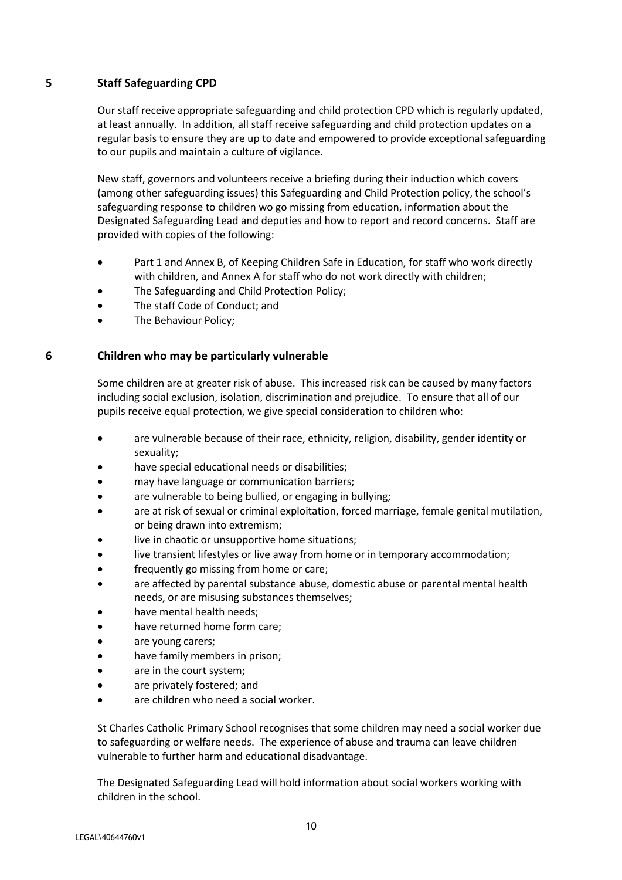## 5 Staff Safeguarding CPD

Our staff receive appropriate safeguarding and child protection CPD which is regularly updated, at least annually. In addition, all staff receive safeguarding and child protection updates on a regular basis to ensure they are up to date and empowered to provide exceptional safeguarding to our pupils and maintain a culture of vigilance.

New staff, governors and volunteers receive a briefing during their induction which covers (among other safeguarding issues) this Safeguarding and Child Protection policy, the school's safeguarding response to children wo go missing from education, information about the Designated Safeguarding Lead and deputies and how to report and record concerns. Staff are provided with copies of the following:

- Part 1 and Annex B, of Keeping Children Safe in Education, for staff who work directly with children, and Annex A for staff who do not work directly with children;
- The Safeguarding and Child Protection Policy;
- The staff Code of Conduct; and
- The Behaviour Policy;

## 6 Children who may be particularly vulnerable

Some children are at greater risk of abuse. This increased risk can be caused by many factors including social exclusion, isolation, discrimination and prejudice. To ensure that all of our pupils receive equal protection, we give special consideration to children who:

- are vulnerable because of their race, ethnicity, religion, disability, gender identity or sexuality;
- have special educational needs or disabilities;
- may have language or communication barriers;
- are vulnerable to being bullied, or engaging in bullying;
- are at risk of sexual or criminal exploitation, forced marriage, female genital mutilation, or being drawn into extremism;
- live in chaotic or unsupportive home situations;
- live transient lifestyles or live away from home or in temporary accommodation;
- frequently go missing from home or care;
- are affected by parental substance abuse, domestic abuse or parental mental health needs, or are misusing substances themselves;
- have mental health needs;
- have returned home form care;
- are young carers;
- have family members in prison;
- are in the court system;
- are privately fostered; and
- are children who need a social worker.

St Charles Catholic Primary School recognises that some children may need a social worker due to safeguarding or welfare needs. The experience of abuse and trauma can leave children vulnerable to further harm and educational disadvantage.

The Designated Safeguarding Lead will hold information about social workers working with children in the school.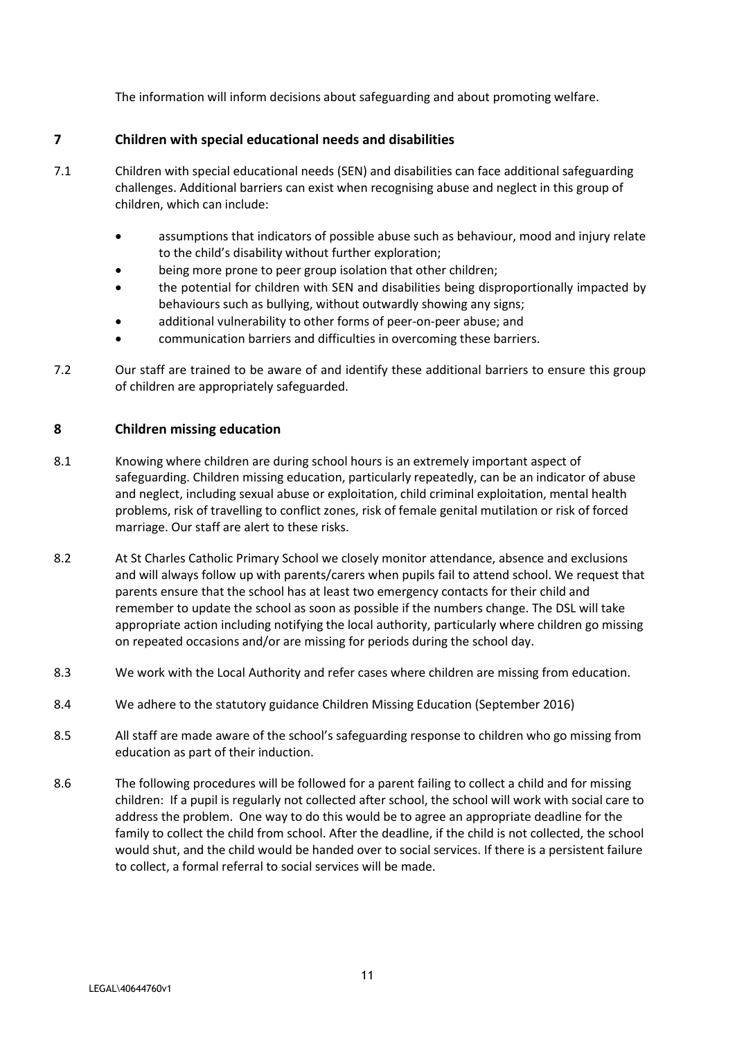The information will inform decisions about safeguarding and about promoting welfare.

## 7 Children with special educational needs and disabilities

7.1 Children with special educational needs (SEN) and disabilities can face additional safeguarding challenges. Additional barriers can exist when recognising abuse and neglect in this group of children, which can include:

- assumptions that indicators of possible abuse such as behaviour, mood and injury relate to the child's disability without further exploration;
- being more prone to peer group isolation that other children;
- the potential for children with SEN and disabilities being disproportionally impacted by behaviours such as bullying, without outwardly showing any signs;
- additional vulnerability to other forms of peer-on-peer abuse; and
- communication barriers and difficulties in overcoming these barriers.

7.2 Our staff are trained to be aware of and identify these additional barriers to ensure this group of children are appropriately safeguarded.

## 8 Children missing education

8.1 Knowing where children are during school hours is an extremely important aspect of safeguarding. Children missing education, particularly repeatedly, can be an indicator of abuse and neglect, including sexual abuse or exploitation, child criminal exploitation, mental health problems, risk of travelling to conflict zones, risk of female genital mutilation or risk of forced marriage. Our staff are alert to these risks.

8.2 At St Charles Catholic Primary School we closely monitor attendance, absence and exclusions and will always follow up with parents/carers when pupils fail to attend school. We request that parents ensure that the school has at least two emergency contacts for their child and remember to update the school as soon as possible if the numbers change. The DSL will take appropriate action including notifying the local authority, particularly where children go missing on repeated occasions and/or are missing for periods during the school day.

8.3 We work with the Local Authority and refer cases where children are missing from education.

8.4 We adhere to the statutory guidance Children Missing Education (September 2016)

8.5 All staff are made aware of the school's safeguarding response to children who go missing from education as part of their induction.

8.6 The following procedures will be followed for a parent failing to collect a child and for missing children: If a pupil is regularly not collected after school, the school will work with social care to address the problem. One way to do this would be to agree an appropriate deadline for the family to collect the child from school. After the deadline, if the child is not collected, the school would shut, and the child would be handed over to social services. If there is a persistent failure to collect, a formal referral to social services will be made.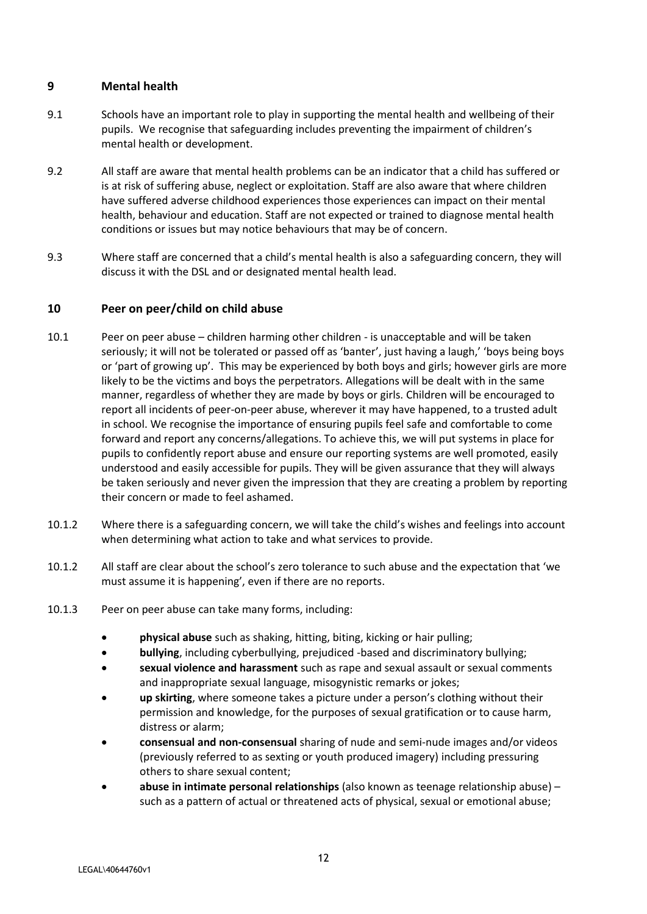## 9 Mental health

9.1 Schools have an important role to play in supporting the mental health and wellbeing of their pupils. We recognise that safeguarding includes preventing the impairment of children's mental health or development.

9.2 All staff are aware that mental health problems can be an indicator that a child has suffered or is at risk of suffering abuse, neglect or exploitation. Staff are also aware that where children have suffered adverse childhood experiences those experiences can impact on their mental health, behaviour and education. Staff are not expected or trained to diagnose mental health conditions or issues but may notice behaviours that may be of concern.

9.3 Where staff are concerned that a child's mental health is also a safeguarding concern, they will discuss it with the DSL and or designated mental health lead.

## 10 Peer on peer/child on child abuse

10.1 Peer on peer abuse – children harming other children - is unacceptable and will be taken seriously; it will not be tolerated or passed off as 'banter', just having a laugh,' 'boys being boys or 'part of growing up'. This may be experienced by both boys and girls; however girls are more likely to be the victims and boys the perpetrators. Allegations will be dealt with in the same manner, regardless of whether they are made by boys or girls. Children will be encouraged to report all incidents of peer-on-peer abuse, wherever it may have happened, to a trusted adult in school. We recognise the importance of ensuring pupils feel safe and comfortable to come forward and report any concerns/allegations. To achieve this, we will put systems in place for pupils to confidently report abuse and ensure our reporting systems are well promoted, easily understood and easily accessible for pupils. They will be given assurance that they will always be taken seriously and never given the impression that they are creating a problem by reporting their concern or made to feel ashamed.

10.1.2 Where there is a safeguarding concern, we will take the child's wishes and feelings into account when determining what action to take and what services to provide.

10.1.2 All staff are clear about the school's zero tolerance to such abuse and the expectation that 'we must assume it is happening', even if there are no reports.

10.1.3 Peer on peer abuse can take many forms, including:

- **physical abuse** such as shaking, hitting, biting, kicking or hair pulling;
- **bullying**, including cyberbullying, prejudiced -based and discriminatory bullying;
- **sexual violence and harassment** such as rape and sexual assault or sexual comments and inappropriate sexual language, misogynistic remarks or jokes;
- **up skirting**, where someone takes a picture under a person's clothing without their permission and knowledge, for the purposes of sexual gratification or to cause harm, distress or alarm;
- **consensual and non-consensual** sharing of nude and semi-nude images and/or videos (previously referred to as sexting or youth produced imagery) including pressuring others to share sexual content;
- **abuse in intimate personal relationships** (also known as teenage relationship abuse) – such as a pattern of actual or threatened acts of physical, sexual or emotional abuse;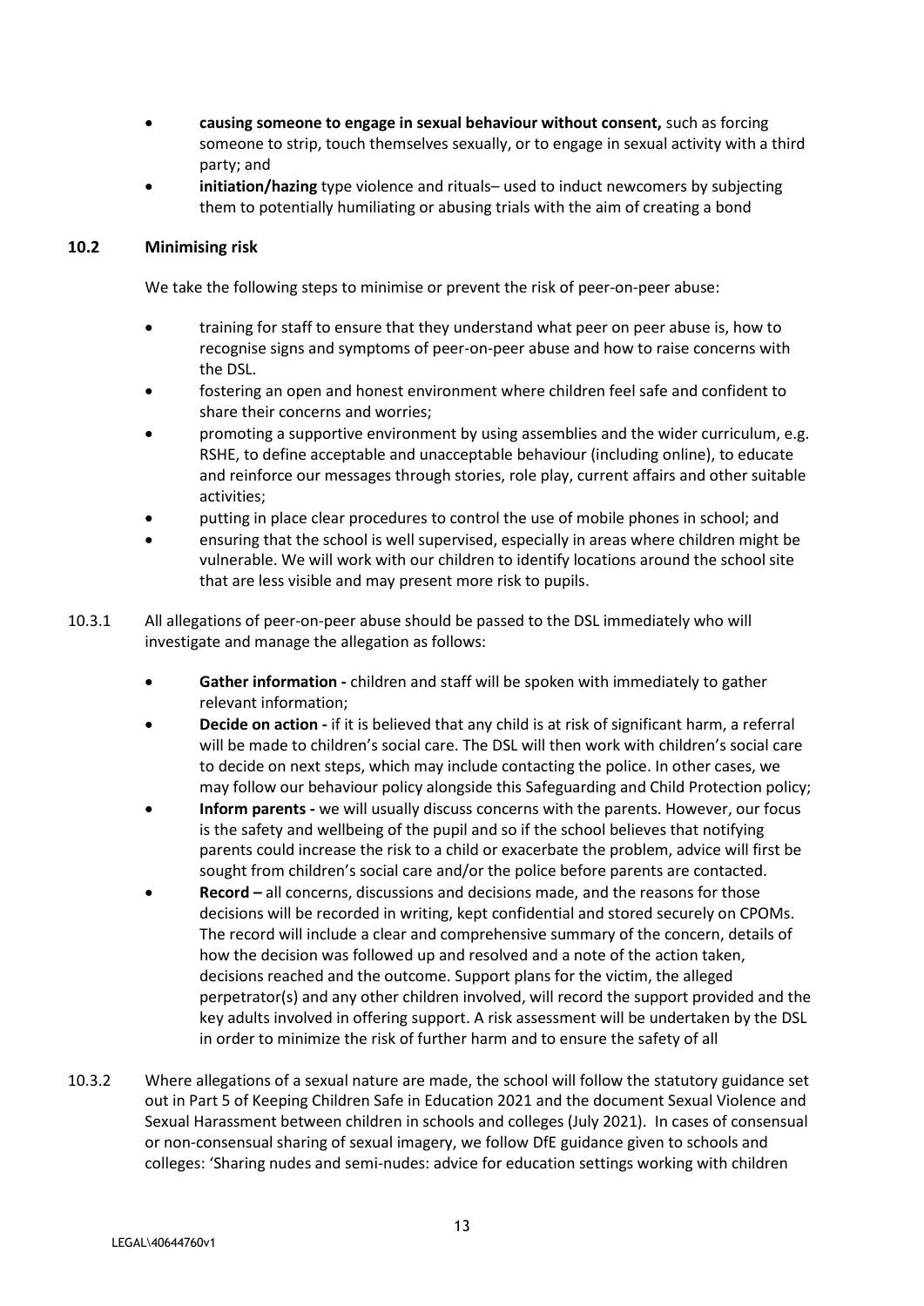- **causing someone to engage in sexual behaviour without consent,** such as forcing someone to strip, touch themselves sexually, or to engage in sexual activity with a third party; and
- **initiation/hazing** type violence and rituals– used to induct newcomers by subjecting them to potentially humiliating or abusing trials with the aim of creating a bond

### 10.2 Minimising risk

We take the following steps to minimise or prevent the risk of peer-on-peer abuse:

- training for staff to ensure that they understand what peer on peer abuse is, how to recognise signs and symptoms of peer-on-peer abuse and how to raise concerns with the DSL.
- fostering an open and honest environment where children feel safe and confident to share their concerns and worries;
- promoting a supportive environment by using assemblies and the wider curriculum, e.g. RSHE, to define acceptable and unacceptable behaviour (including online), to educate and reinforce our messages through stories, role play, current affairs and other suitable activities;
- putting in place clear procedures to control the use of mobile phones in school; and
- ensuring that the school is well supervised, especially in areas where children might be vulnerable. We will work with our children to identify locations around the school site that are less visible and may present more risk to pupils.

10.3.1 All allegations of peer-on-peer abuse should be passed to the DSL immediately who will investigate and manage the allegation as follows:

- **Gather information -** children and staff will be spoken with immediately to gather relevant information;
- **Decide on action -** if it is believed that any child is at risk of significant harm, a referral will be made to children's social care. The DSL will then work with children's social care to decide on next steps, which may include contacting the police. In other cases, we may follow our behaviour policy alongside this Safeguarding and Child Protection policy;
- **Inform parents -** we will usually discuss concerns with the parents. However, our focus is the safety and wellbeing of the pupil and so if the school believes that notifying parents could increase the risk to a child or exacerbate the problem, advice will first be sought from children's social care and/or the police before parents are contacted.
- **Record –** all concerns, discussions and decisions made, and the reasons for those decisions will be recorded in writing, kept confidential and stored securely on CPOMs. The record will include a clear and comprehensive summary of the concern, details of how the decision was followed up and resolved and a note of the action taken, decisions reached and the outcome. Support plans for the victim, the alleged perpetrator(s) and any other children involved, will record the support provided and the key adults involved in offering support. A risk assessment will be undertaken by the DSL in order to minimize the risk of further harm and to ensure the safety of all

10.3.2 Where allegations of a sexual nature are made, the school will follow the statutory guidance set out in Part 5 of Keeping Children Safe in Education 2021 and the document Sexual Violence and Sexual Harassment between children in schools and colleges (July 2021). In cases of consensual or non-consensual sharing of sexual imagery, we follow DfE guidance given to schools and colleges: 'Sharing nudes and semi-nudes: advice for education settings working with children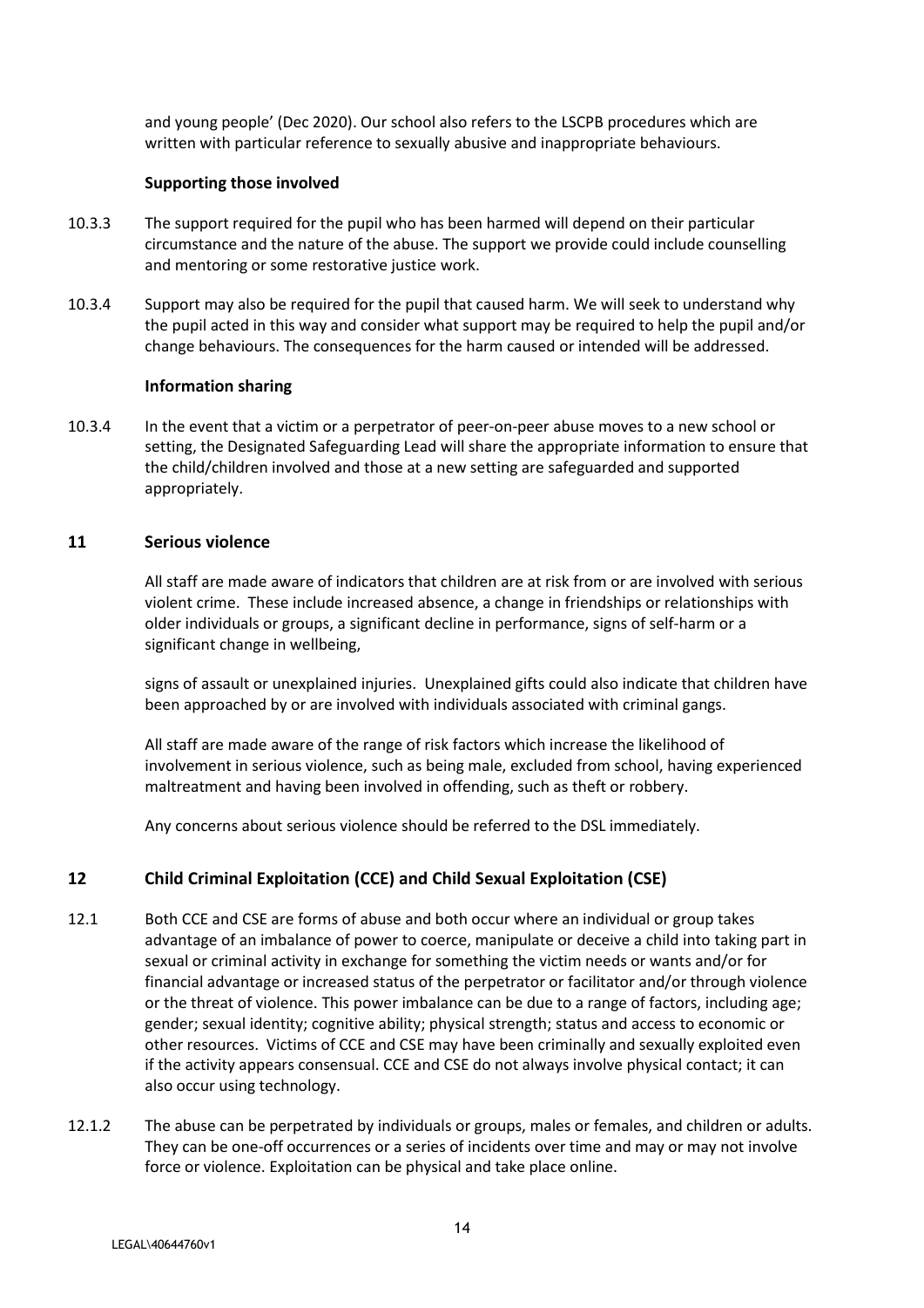and young people' (Dec 2020). Our school also refers to the LSCPB procedures which are written with particular reference to sexually abusive and inappropriate behaviours.

**Supporting those involved**

10.3.3 The support required for the pupil who has been harmed will depend on their particular circumstance and the nature of the abuse. The support we provide could include counselling and mentoring or some restorative justice work.

10.3.4 Support may also be required for the pupil that caused harm. We will seek to understand why the pupil acted in this way and consider what support may be required to help the pupil and/or change behaviours. The consequences for the harm caused or intended will be addressed.

**Information sharing**

10.3.4 In the event that a victim or a perpetrator of peer-on-peer abuse moves to a new school or setting, the Designated Safeguarding Lead will share the appropriate information to ensure that the child/children involved and those at a new setting are safeguarded and supported appropriately.

## 11 Serious violence

All staff are made aware of indicators that children are at risk from or are involved with serious violent crime. These include increased absence, a change in friendships or relationships with older individuals or groups, a significant decline in performance, signs of self-harm or a significant change in wellbeing,

signs of assault or unexplained injuries. Unexplained gifts could also indicate that children have been approached by or are involved with individuals associated with criminal gangs.

All staff are made aware of the range of risk factors which increase the likelihood of involvement in serious violence, such as being male, excluded from school, having experienced maltreatment and having been involved in offending, such as theft or robbery.

Any concerns about serious violence should be referred to the DSL immediately.

## 12 Child Criminal Exploitation (CCE) and Child Sexual Exploitation (CSE)

12.1 Both CCE and CSE are forms of abuse and both occur where an individual or group takes advantage of an imbalance of power to coerce, manipulate or deceive a child into taking part in sexual or criminal activity in exchange for something the victim needs or wants and/or for financial advantage or increased status of the perpetrator or facilitator and/or through violence or the threat of violence. This power imbalance can be due to a range of factors, including age; gender; sexual identity; cognitive ability; physical strength; status and access to economic or other resources. Victims of CCE and CSE may have been criminally and sexually exploited even if the activity appears consensual. CCE and CSE do not always involve physical contact; it can also occur using technology.

12.1.2 The abuse can be perpetrated by individuals or groups, males or females, and children or adults. They can be one-off occurrences or a series of incidents over time and may or may not involve force or violence. Exploitation can be physical and take place online.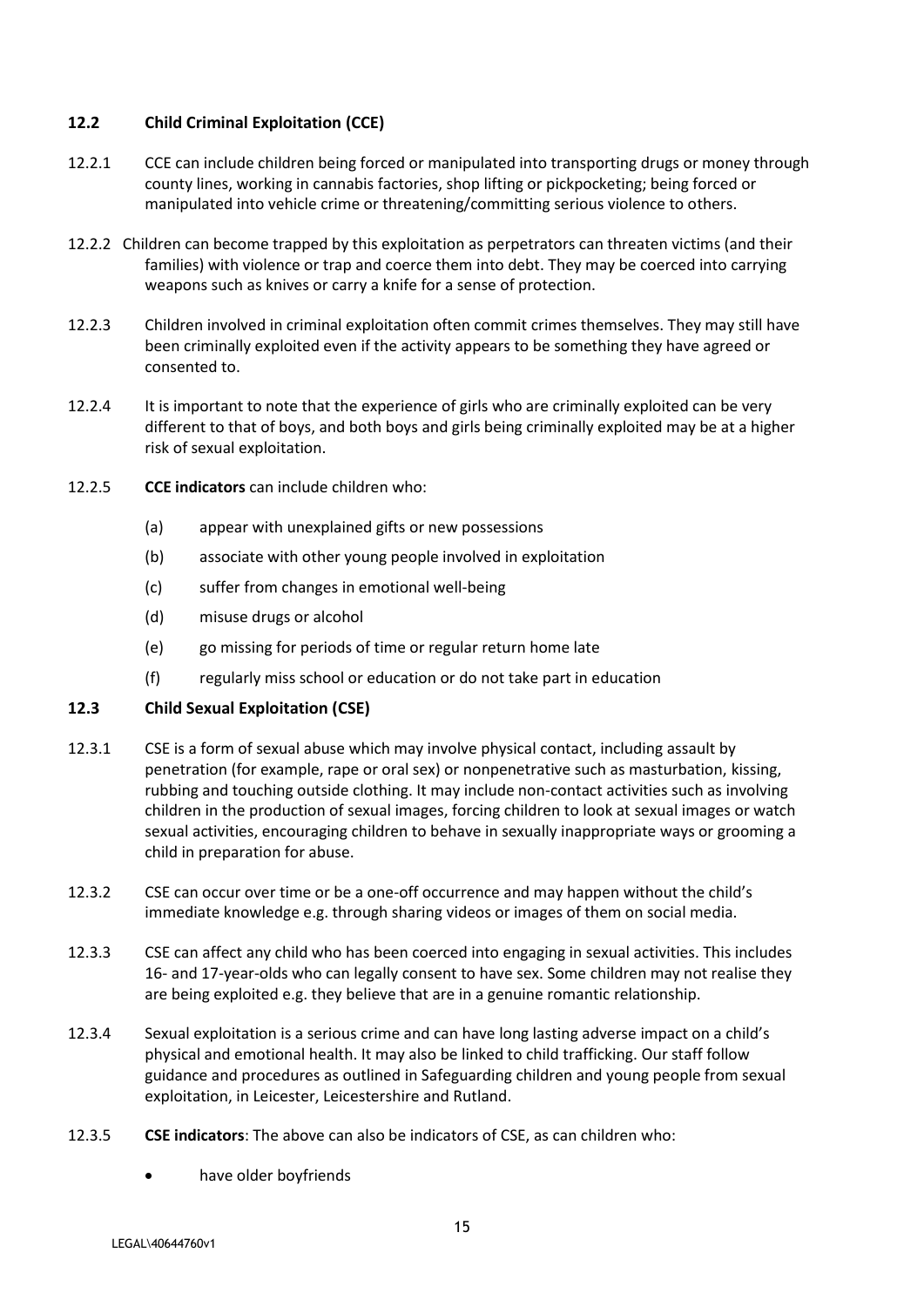## 12.2 Child Criminal Exploitation (CCE)

12.2.1 CCE can include children being forced or manipulated into transporting drugs or money through county lines, working in cannabis factories, shop lifting or pickpocketing; being forced or manipulated into vehicle crime or threatening/committing serious violence to others.

12.2.2 Children can become trapped by this exploitation as perpetrators can threaten victims (and their families) with violence or trap and coerce them into debt. They may be coerced into carrying weapons such as knives or carry a knife for a sense of protection.

12.2.3 Children involved in criminal exploitation often commit crimes themselves. They may still have been criminally exploited even if the activity appears to be something they have agreed or consented to.

12.2.4 It is important to note that the experience of girls who are criminally exploited can be very different to that of boys, and both boys and girls being criminally exploited may be at a higher risk of sexual exploitation.

12.2.5 **CCE indicators** can include children who:

(a) appear with unexplained gifts or new possessions

(b) associate with other young people involved in exploitation

(c) suffer from changes in emotional well-being

(d) misuse drugs or alcohol

(e) go missing for periods of time or regular return home late

(f) regularly miss school or education or do not take part in education

## 12.3 Child Sexual Exploitation (CSE)

12.3.1 CSE is a form of sexual abuse which may involve physical contact, including assault by penetration (for example, rape or oral sex) or nonpenetrative such as masturbation, kissing, rubbing and touching outside clothing. It may include non-contact activities such as involving children in the production of sexual images, forcing children to look at sexual images or watch sexual activities, encouraging children to behave in sexually inappropriate ways or grooming a child in preparation for abuse.

12.3.2 CSE can occur over time or be a one-off occurrence and may happen without the child's immediate knowledge e.g. through sharing videos or images of them on social media.

12.3.3 CSE can affect any child who has been coerced into engaging in sexual activities. This includes 16- and 17-year-olds who can legally consent to have sex. Some children may not realise they are being exploited e.g. they believe that are in a genuine romantic relationship.

12.3.4 Sexual exploitation is a serious crime and can have long lasting adverse impact on a child's physical and emotional health. It may also be linked to child trafficking. Our staff follow guidance and procedures as outlined in Safeguarding children and young people from sexual exploitation, in Leicester, Leicestershire and Rutland.

12.3.5 **CSE indicators**: The above can also be indicators of CSE, as can children who:

- have older boyfriends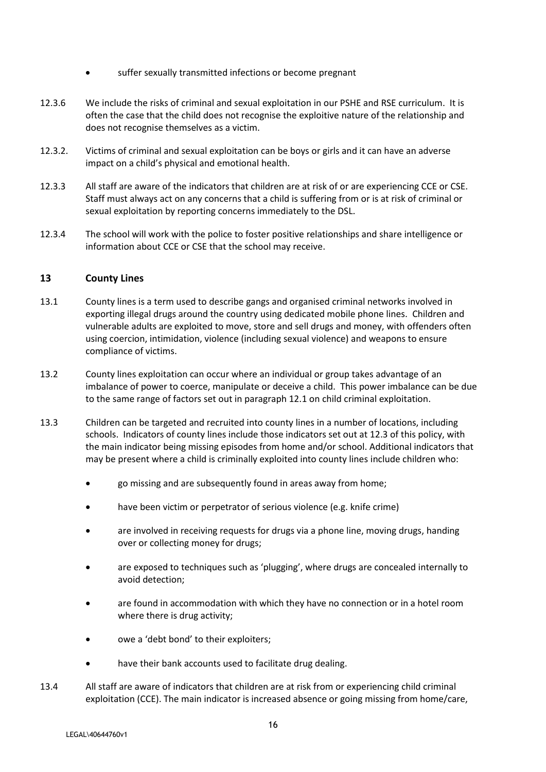- suffer sexually transmitted infections or become pregnant

12.3.6 We include the risks of criminal and sexual exploitation in our PSHE and RSE curriculum. It is often the case that the child does not recognise the exploitive nature of the relationship and does not recognise themselves as a victim.

12.3.2. Victims of criminal and sexual exploitation can be boys or girls and it can have an adverse impact on a child's physical and emotional health.

12.3.3 All staff are aware of the indicators that children are at risk of or are experiencing CCE or CSE. Staff must always act on any concerns that a child is suffering from or is at risk of criminal or sexual exploitation by reporting concerns immediately to the DSL.

12.3.4 The school will work with the police to foster positive relationships and share intelligence or information about CCE or CSE that the school may receive.

## 13 County Lines

13.1 County lines is a term used to describe gangs and organised criminal networks involved in exporting illegal drugs around the country using dedicated mobile phone lines. Children and vulnerable adults are exploited to move, store and sell drugs and money, with offenders often using coercion, intimidation, violence (including sexual violence) and weapons to ensure compliance of victims.

13.2 County lines exploitation can occur where an individual or group takes advantage of an imbalance of power to coerce, manipulate or deceive a child. This power imbalance can be due to the same range of factors set out in paragraph 12.1 on child criminal exploitation.

13.3 Children can be targeted and recruited into county lines in a number of locations, including schools. Indicators of county lines include those indicators set out at 12.3 of this policy, with the main indicator being missing episodes from home and/or school. Additional indicators that may be present where a child is criminally exploited into county lines include children who:

- go missing and are subsequently found in areas away from home;
- have been victim or perpetrator of serious violence (e.g. knife crime)
- are involved in receiving requests for drugs via a phone line, moving drugs, handing over or collecting money for drugs;
- are exposed to techniques such as 'plugging', where drugs are concealed internally to avoid detection;
- are found in accommodation with which they have no connection or in a hotel room where there is drug activity;
- owe a 'debt bond' to their exploiters;
- have their bank accounts used to facilitate drug dealing.

13.4 All staff are aware of indicators that children are at risk from or experiencing child criminal exploitation (CCE). The main indicator is increased absence or going missing from home/care,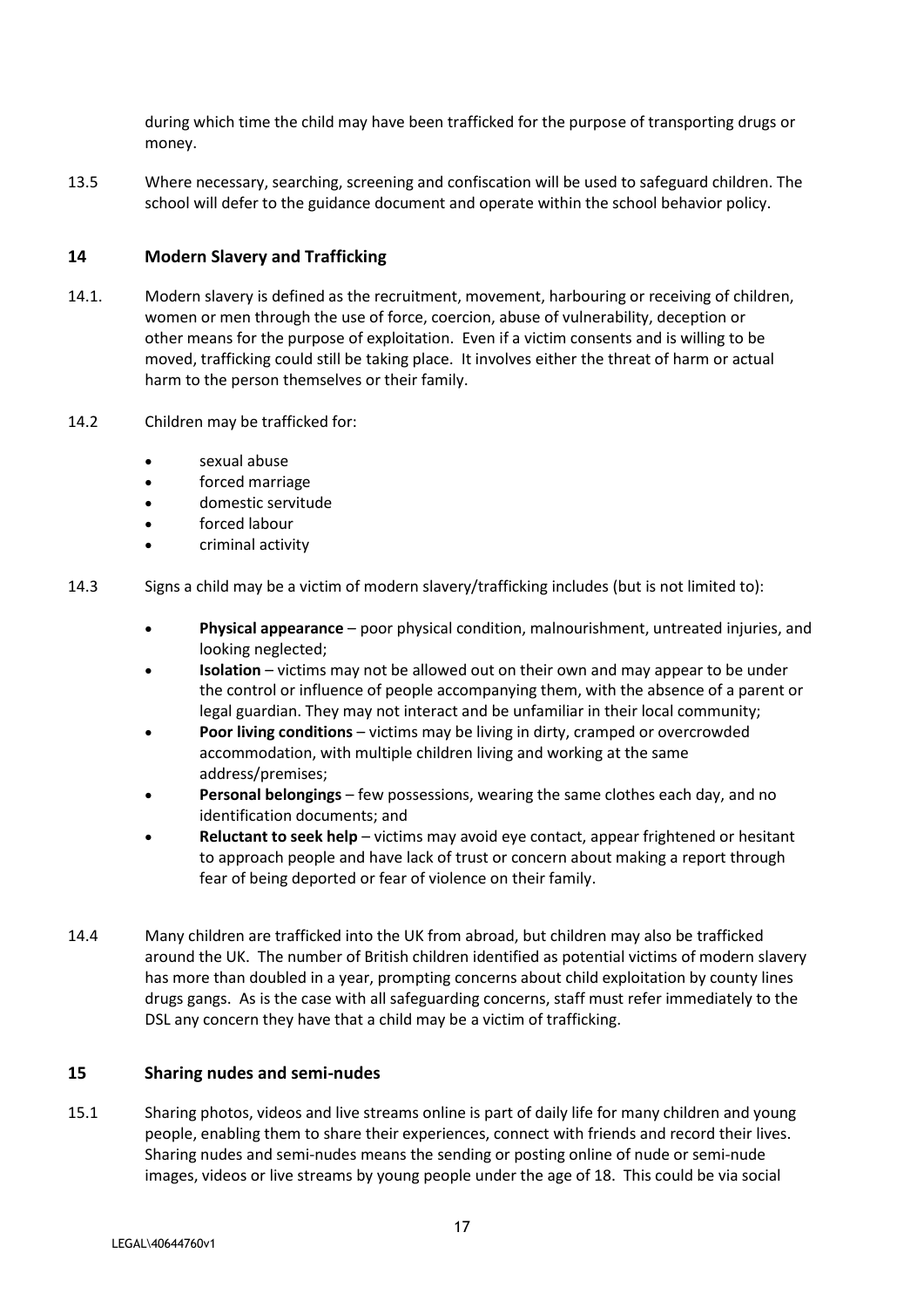during which time the child may have been trafficked for the purpose of transporting drugs or money.

13.5 Where necessary, searching, screening and confiscation will be used to safeguard children. The school will defer to the guidance document and operate within the school behavior policy.

## 14 Modern Slavery and Trafficking

14.1. Modern slavery is defined as the recruitment, movement, harbouring or receiving of children, women or men through the use of force, coercion, abuse of vulnerability, deception or other means for the purpose of exploitation. Even if a victim consents and is willing to be moved, trafficking could still be taking place. It involves either the threat of harm or actual harm to the person themselves or their family.

14.2 Children may be trafficked for:

- sexual abuse
- forced marriage
- domestic servitude
- forced labour
- criminal activity

14.3 Signs a child may be a victim of modern slavery/trafficking includes (but is not limited to):

- **Physical appearance** – poor physical condition, malnourishment, untreated injuries, and looking neglected;
- **Isolation** – victims may not be allowed out on their own and may appear to be under the control or influence of people accompanying them, with the absence of a parent or legal guardian. They may not interact and be unfamiliar in their local community;
- **Poor living conditions** – victims may be living in dirty, cramped or overcrowded accommodation, with multiple children living and working at the same address/premises;
- **Personal belongings** – few possessions, wearing the same clothes each day, and no identification documents; and
- **Reluctant to seek help** – victims may avoid eye contact, appear frightened or hesitant to approach people and have lack of trust or concern about making a report through fear of being deported or fear of violence on their family.

14.4 Many children are trafficked into the UK from abroad, but children may also be trafficked around the UK. The number of British children identified as potential victims of modern slavery has more than doubled in a year, prompting concerns about child exploitation by county lines drugs gangs. As is the case with all safeguarding concerns, staff must refer immediately to the DSL any concern they have that a child may be a victim of trafficking.

## 15 Sharing nudes and semi-nudes

15.1 Sharing photos, videos and live streams online is part of daily life for many children and young people, enabling them to share their experiences, connect with friends and record their lives. Sharing nudes and semi-nudes means the sending or posting online of nude or semi-nude images, videos or live streams by young people under the age of 18. This could be via social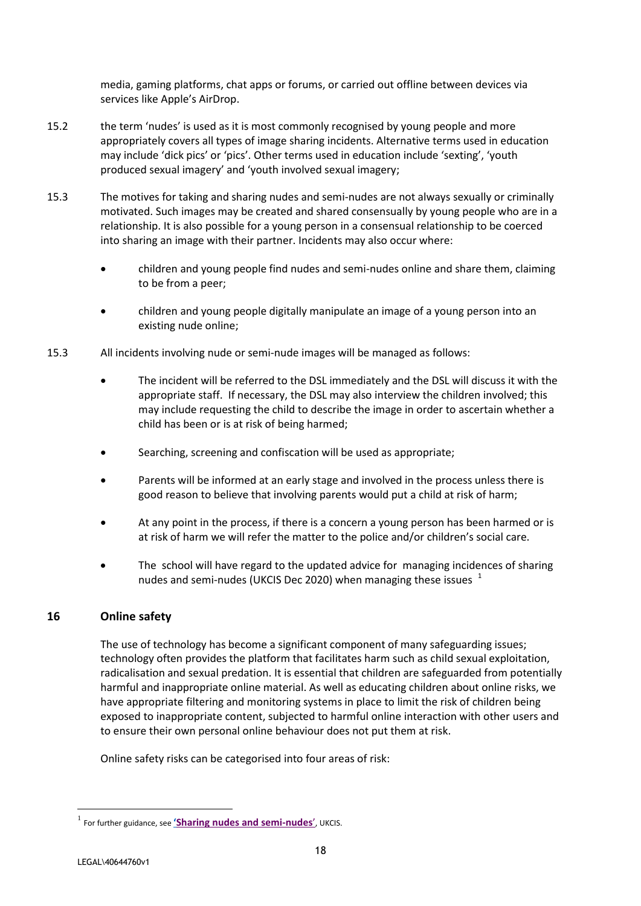media, gaming platforms, chat apps or forums, or carried out offline between devices via services like Apple's AirDrop.

15.2 the term 'nudes' is used as it is most commonly recognised by young people and more appropriately covers all types of image sharing incidents. Alternative terms used in education may include 'dick pics' or 'pics'. Other terms used in education include 'sexting', 'youth produced sexual imagery' and 'youth involved sexual imagery;

15.3 The motives for taking and sharing nudes and semi-nudes are not always sexually or criminally motivated. Such images may be created and shared consensually by young people who are in a relationship. It is also possible for a young person in a consensual relationship to be coerced into sharing an image with their partner. Incidents may also occur where:

- children and young people find nudes and semi-nudes online and share them, claiming to be from a peer;
- children and young people digitally manipulate an image of a young person into an existing nude online;

15.3 All incidents involving nude or semi-nude images will be managed as follows:

- The incident will be referred to the DSL immediately and the DSL will discuss it with the appropriate staff. If necessary, the DSL may also interview the children involved; this may include requesting the child to describe the image in order to ascertain whether a child has been or is at risk of being harmed;
- Searching, screening and confiscation will be used as appropriate;
- Parents will be informed at an early stage and involved in the process unless there is good reason to believe that involving parents would put a child at risk of harm;
- At any point in the process, if there is a concern a young person has been harmed or is at risk of harm we will refer the matter to the police and/or children's social care.
- The school will have regard to the updated advice for managing incidences of sharing nudes and semi-nudes (UKCIS Dec 2020) when managing these issues [1]

## 16 Online safety

The use of technology has become a significant component of many safeguarding issues; technology often provides the platform that facilitates harm such as child sexual exploitation, radicalisation and sexual predation. It is essential that children are safeguarded from potentially harmful and inappropriate online material. As well as educating children about online risks, we have appropriate filtering and monitoring systems in place to limit the risk of children being exposed to inappropriate content, subjected to harmful online interaction with other users and to ensure their own personal online behaviour does not put them at risk.

Online safety risks can be categorised into four areas of risk:

---

[1] For further guidance, see **'Sharing nudes and semi-nudes'**, UKCIS.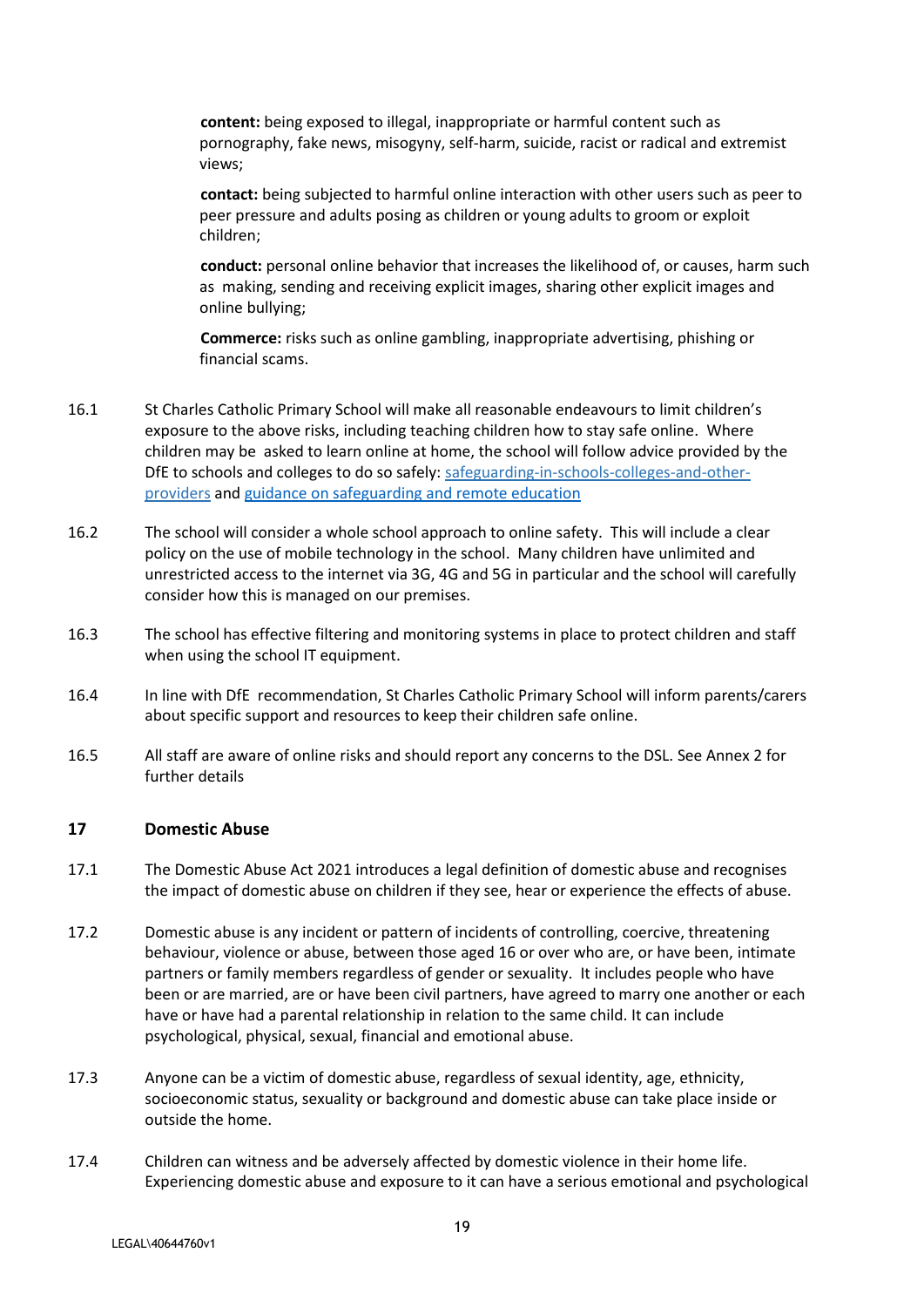**content:** being exposed to illegal, inappropriate or harmful content such as pornography, fake news, misogyny, self-harm, suicide, racist or radical and extremist views;

**contact:** being subjected to harmful online interaction with other users such as peer to peer pressure and adults posing as children or young adults to groom or exploit children;

**conduct:** personal online behavior that increases the likelihood of, or causes, harm such as making, sending and receiving explicit images, sharing other explicit images and online bullying;

**Commerce:** risks such as online gambling, inappropriate advertising, phishing or financial scams.

16.1 St Charles Catholic Primary School will make all reasonable endeavours to limit children's exposure to the above risks, including teaching children how to stay safe online. Where children may be asked to learn online at home, the school will follow advice provided by the DfE to schools and colleges to do so safely: [safeguarding-in-schools-colleges-and-other-providers]() and [guidance on safeguarding and remote education]()

16.2 The school will consider a whole school approach to online safety. This will include a clear policy on the use of mobile technology in the school. Many children have unlimited and unrestricted access to the internet via 3G, 4G and 5G in particular and the school will carefully consider how this is managed on our premises.

16.3 The school has effective filtering and monitoring systems in place to protect children and staff when using the school IT equipment.

16.4 In line with DfE recommendation, St Charles Catholic Primary School will inform parents/carers about specific support and resources to keep their children safe online.

16.5 All staff are aware of online risks and should report any concerns to the DSL. See Annex 2 for further details

## 17 Domestic Abuse

17.1 The Domestic Abuse Act 2021 introduces a legal definition of domestic abuse and recognises the impact of domestic abuse on children if they see, hear or experience the effects of abuse.

17.2 Domestic abuse is any incident or pattern of incidents of controlling, coercive, threatening behaviour, violence or abuse, between those aged 16 or over who are, or have been, intimate partners or family members regardless of gender or sexuality. It includes people who have been or are married, are or have been civil partners, have agreed to marry one another or each have or have had a parental relationship in relation to the same child. It can include psychological, physical, sexual, financial and emotional abuse.

17.3 Anyone can be a victim of domestic abuse, regardless of sexual identity, age, ethnicity, socioeconomic status, sexuality or background and domestic abuse can take place inside or outside the home.

17.4 Children can witness and be adversely affected by domestic violence in their home life. Experiencing domestic abuse and exposure to it can have a serious emotional and psychological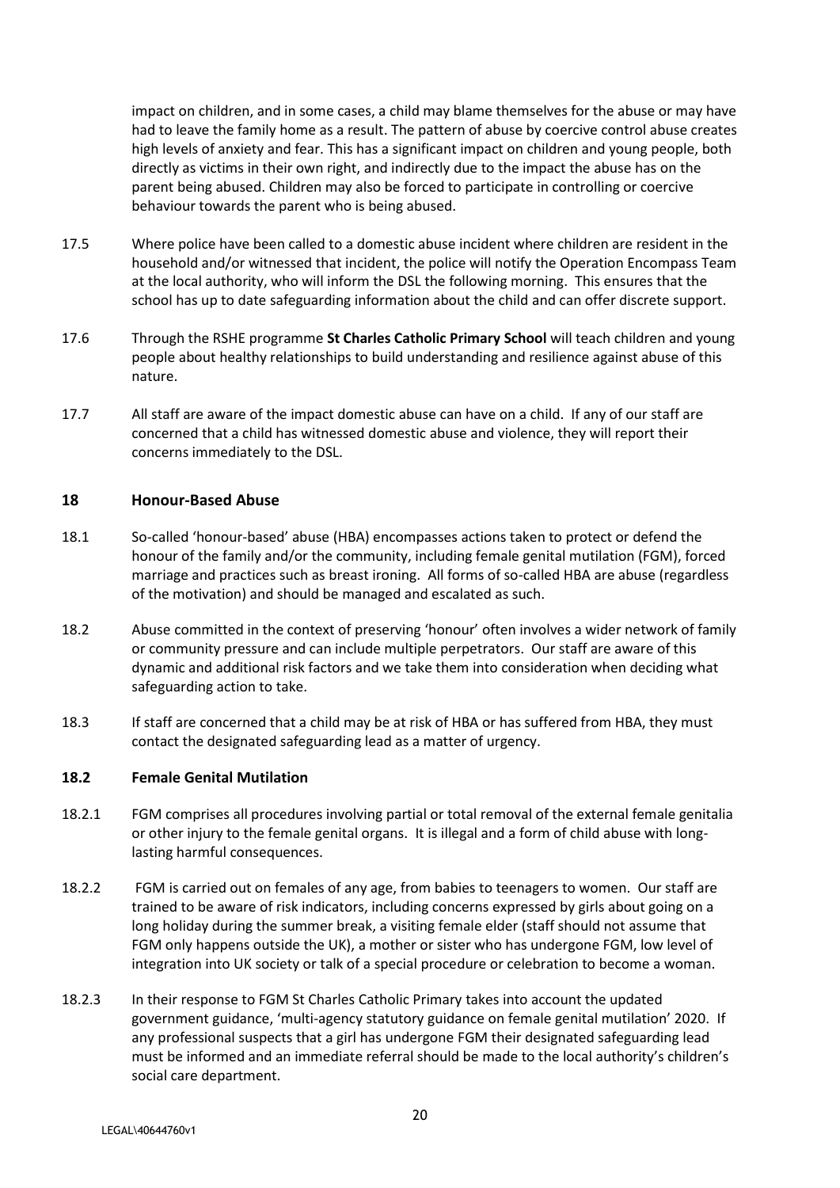impact on children, and in some cases, a child may blame themselves for the abuse or may have had to leave the family home as a result. The pattern of abuse by coercive control abuse creates high levels of anxiety and fear. This has a significant impact on children and young people, both directly as victims in their own right, and indirectly due to the impact the abuse has on the parent being abused. Children may also be forced to participate in controlling or coercive behaviour towards the parent who is being abused.

17.5 Where police have been called to a domestic abuse incident where children are resident in the household and/or witnessed that incident, the police will notify the Operation Encompass Team at the local authority, who will inform the DSL the following morning. This ensures that the school has up to date safeguarding information about the child and can offer discrete support.

17.6 Through the RSHE programme **St Charles Catholic Primary School** will teach children and young people about healthy relationships to build understanding and resilience against abuse of this nature.

17.7 All staff are aware of the impact domestic abuse can have on a child. If any of our staff are concerned that a child has witnessed domestic abuse and violence, they will report their concerns immediately to the DSL.

## 18 Honour-Based Abuse

18.1 So-called 'honour-based' abuse (HBA) encompasses actions taken to protect or defend the honour of the family and/or the community, including female genital mutilation (FGM), forced marriage and practices such as breast ironing. All forms of so-called HBA are abuse (regardless of the motivation) and should be managed and escalated as such.

18.2 Abuse committed in the context of preserving 'honour' often involves a wider network of family or community pressure and can include multiple perpetrators. Our staff are aware of this dynamic and additional risk factors and we take them into consideration when deciding what safeguarding action to take.

18.3 If staff are concerned that a child may be at risk of HBA or has suffered from HBA, they must contact the designated safeguarding lead as a matter of urgency.

### 18.2 Female Genital Mutilation

18.2.1 FGM comprises all procedures involving partial or total removal of the external female genitalia or other injury to the female genital organs. It is illegal and a form of child abuse with long-lasting harmful consequences.

18.2.2 FGM is carried out on females of any age, from babies to teenagers to women. Our staff are trained to be aware of risk indicators, including concerns expressed by girls about going on a long holiday during the summer break, a visiting female elder (staff should not assume that FGM only happens outside the UK), a mother or sister who has undergone FGM, low level of integration into UK society or talk of a special procedure or celebration to become a woman.

18.2.3 In their response to FGM St Charles Catholic Primary takes into account the updated government guidance, 'multi-agency statutory guidance on female genital mutilation' 2020. If any professional suspects that a girl has undergone FGM their designated safeguarding lead must be informed and an immediate referral should be made to the local authority's children's social care department.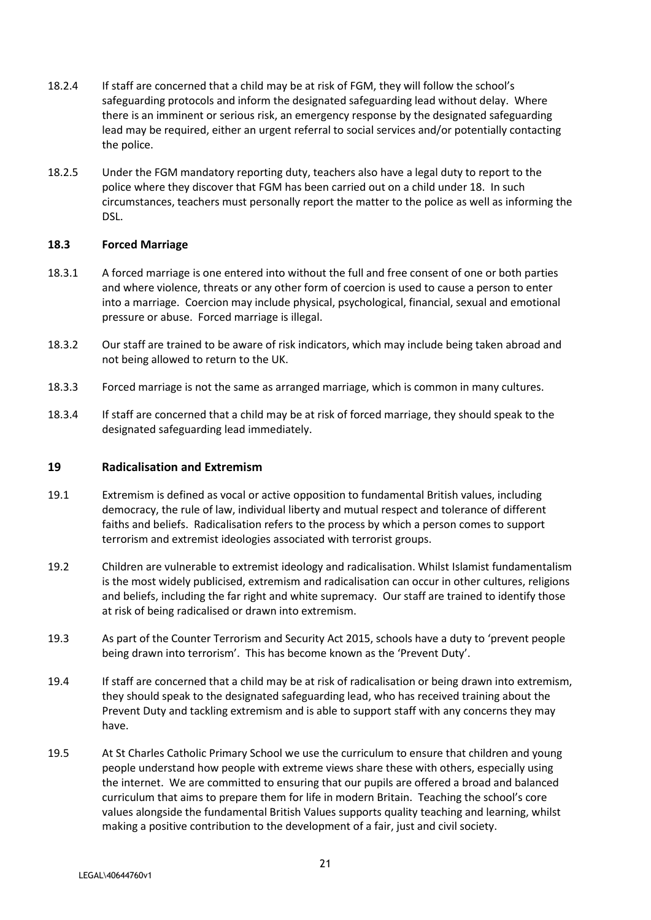18.2.4 If staff are concerned that a child may be at risk of FGM, they will follow the school's safeguarding protocols and inform the designated safeguarding lead without delay. Where there is an imminent or serious risk, an emergency response by the designated safeguarding lead may be required, either an urgent referral to social services and/or potentially contacting the police.

18.2.5 Under the FGM mandatory reporting duty, teachers also have a legal duty to report to the police where they discover that FGM has been carried out on a child under 18. In such circumstances, teachers must personally report the matter to the police as well as informing the DSL.

### 18.3 Forced Marriage

18.3.1 A forced marriage is one entered into without the full and free consent of one or both parties and where violence, threats or any other form of coercion is used to cause a person to enter into a marriage. Coercion may include physical, psychological, financial, sexual and emotional pressure or abuse. Forced marriage is illegal.

18.3.2 Our staff are trained to be aware of risk indicators, which may include being taken abroad and not being allowed to return to the UK.

18.3.3 Forced marriage is not the same as arranged marriage, which is common in many cultures.

18.3.4 If staff are concerned that a child may be at risk of forced marriage, they should speak to the designated safeguarding lead immediately.

## 19 Radicalisation and Extremism

19.1 Extremism is defined as vocal or active opposition to fundamental British values, including democracy, the rule of law, individual liberty and mutual respect and tolerance of different faiths and beliefs. Radicalisation refers to the process by which a person comes to support terrorism and extremist ideologies associated with terrorist groups.

19.2 Children are vulnerable to extremist ideology and radicalisation. Whilst Islamist fundamentalism is the most widely publicised, extremism and radicalisation can occur in other cultures, religions and beliefs, including the far right and white supremacy. Our staff are trained to identify those at risk of being radicalised or drawn into extremism.

19.3 As part of the Counter Terrorism and Security Act 2015, schools have a duty to 'prevent people being drawn into terrorism'. This has become known as the 'Prevent Duty'.

19.4 If staff are concerned that a child may be at risk of radicalisation or being drawn into extremism, they should speak to the designated safeguarding lead, who has received training about the Prevent Duty and tackling extremism and is able to support staff with any concerns they may have.

19.5 At St Charles Catholic Primary School we use the curriculum to ensure that children and young people understand how people with extreme views share these with others, especially using the internet. We are committed to ensuring that our pupils are offered a broad and balanced curriculum that aims to prepare them for life in modern Britain. Teaching the school's core values alongside the fundamental British Values supports quality teaching and learning, whilst making a positive contribution to the development of a fair, just and civil society.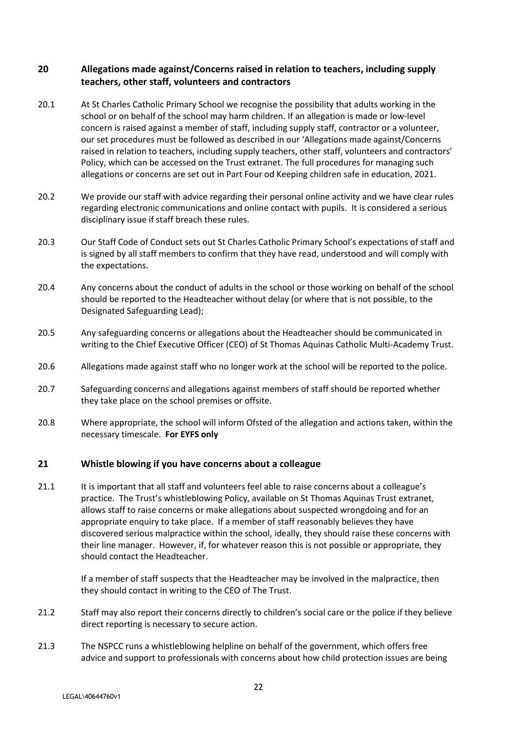## 20 Allegations made against/Concerns raised in relation to teachers, including supply teachers, other staff, volunteers and contractors

20.1 At St Charles Catholic Primary School we recognise the possibility that adults working in the school or on behalf of the school may harm children. If an allegation is made or low-level concern is raised against a member of staff, including supply staff, contractor or a volunteer, our set procedures must be followed as described in our 'Allegations made against/Concerns raised in relation to teachers, including supply teachers, other staff, volunteers and contractors' Policy, which can be accessed on the Trust extranet. The full procedures for managing such allegations or concerns are set out in Part Four od Keeping children safe in education, 2021.

20.2 We provide our staff with advice regarding their personal online activity and we have clear rules regarding electronic communications and online contact with pupils. It is considered a serious disciplinary issue if staff breach these rules.

20.3 Our Staff Code of Conduct sets out St Charles Catholic Primary School's expectations of staff and is signed by all staff members to confirm that they have read, understood and will comply with the expectations.

20.4 Any concerns about the conduct of adults in the school or those working on behalf of the school should be reported to the Headteacher without delay (or where that is not possible, to the Designated Safeguarding Lead);

20.5 Any safeguarding concerns or allegations about the Headteacher should be communicated in writing to the Chief Executive Officer (CEO) of St Thomas Aquinas Catholic Multi-Academy Trust.

20.6 Allegations made against staff who no longer work at the school will be reported to the police.

20.7 Safeguarding concerns and allegations against members of staff should be reported whether they take place on the school premises or offsite.

20.8 Where appropriate, the school will inform Ofsted of the allegation and actions taken, within the necessary timescale. **For EYFS only**

## 21 Whistle blowing if you have concerns about a colleague

21.1 It is important that all staff and volunteers feel able to raise concerns about a colleague's practice. The Trust's whistleblowing Policy, available on St Thomas Aquinas Trust extranet, allows staff to raise concerns or make allegations about suspected wrongdoing and for an appropriate enquiry to take place. If a member of staff reasonably believes they have discovered serious malpractice within the school, ideally, they should raise these concerns with their line manager. However, if, for whatever reason this is not possible or appropriate, they should contact the Headteacher.

If a member of staff suspects that the Headteacher may be involved in the malpractice, then they should contact in writing to the CEO of The Trust.

21.2 Staff may also report their concerns directly to children's social care or the police if they believe direct reporting is necessary to secure action.

21.3 The NSPCC runs a whistleblowing helpline on behalf of the government, which offers free advice and support to professionals with concerns about how child protection issues are being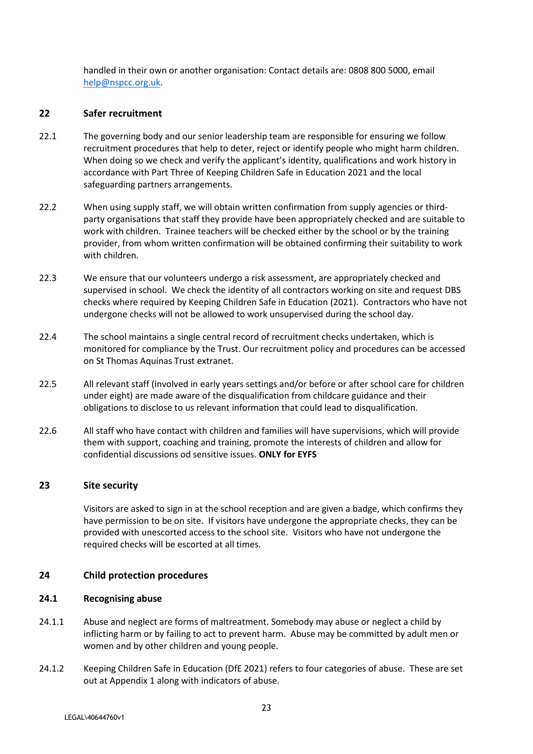handled in their own or another organisation: Contact details are: 0808 800 5000, email help@nspcc.org.uk.

## 22 Safer recruitment

22.1 The governing body and our senior leadership team are responsible for ensuring we follow recruitment procedures that help to deter, reject or identify people who might harm children. When doing so we check and verify the applicant's identity, qualifications and work history in accordance with Part Three of Keeping Children Safe in Education 2021 and the local safeguarding partners arrangements.

22.2 When using supply staff, we will obtain written confirmation from supply agencies or third-party organisations that staff they provide have been appropriately checked and are suitable to work with children. Trainee teachers will be checked either by the school or by the training provider, from whom written confirmation will be obtained confirming their suitability to work with children.

22.3 We ensure that our volunteers undergo a risk assessment, are appropriately checked and supervised in school. We check the identity of all contractors working on site and request DBS checks where required by Keeping Children Safe in Education (2021). Contractors who have not undergone checks will not be allowed to work unsupervised during the school day.

22.4 The school maintains a single central record of recruitment checks undertaken, which is monitored for compliance by the Trust. Our recruitment policy and procedures can be accessed on St Thomas Aquinas Trust extranet.

22.5 All relevant staff (involved in early years settings and/or before or after school care for children under eight) are made aware of the disqualification from childcare guidance and their obligations to disclose to us relevant information that could lead to disqualification.

22.6 All staff who have contact with children and families will have supervisions, which will provide them with support, coaching and training, promote the interests of children and allow for confidential discussions od sensitive issues. **ONLY for EYFS**

## 23 Site security

Visitors are asked to sign in at the school reception and are given a badge, which confirms they have permission to be on site. If visitors have undergone the appropriate checks, they can be provided with unescorted access to the school site. Visitors who have not undergone the required checks will be escorted at all times.

## 24 Child protection procedures

### 24.1 Recognising abuse

24.1.1 Abuse and neglect are forms of maltreatment. Somebody may abuse or neglect a child by inflicting harm or by failing to act to prevent harm. Abuse may be committed by adult men or women and by other children and young people.

24.1.2 Keeping Children Safe in Education (DfE 2021) refers to four categories of abuse. These are set out at Appendix 1 along with indicators of abuse.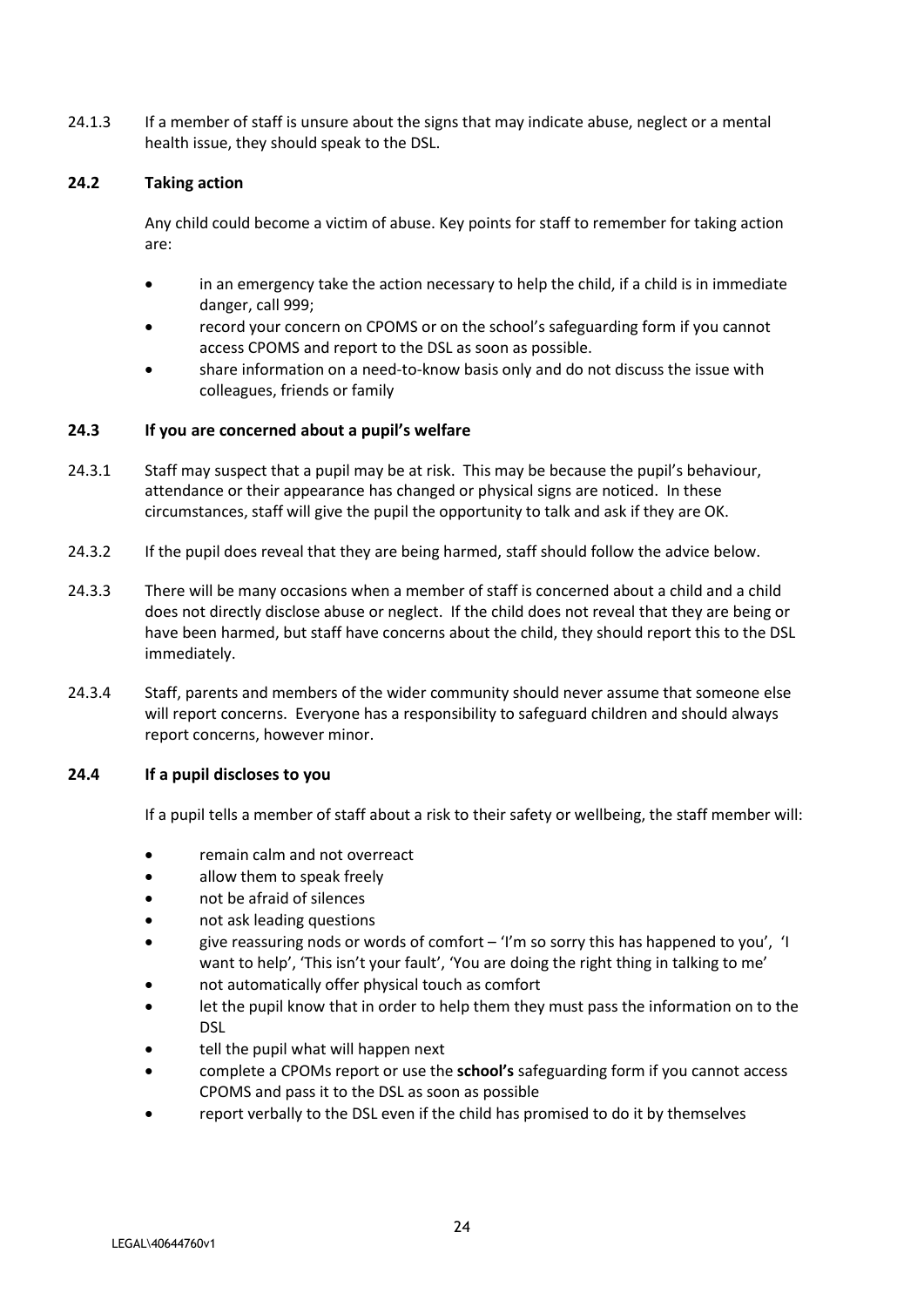24.1.3 If a member of staff is unsure about the signs that may indicate abuse, neglect or a mental health issue, they should speak to the DSL.

### 24.2 Taking action

Any child could become a victim of abuse. Key points for staff to remember for taking action are:

- in an emergency take the action necessary to help the child, if a child is in immediate danger, call 999;
- record your concern on CPOMS or on the school's safeguarding form if you cannot access CPOMS and report to the DSL as soon as possible.
- share information on a need-to-know basis only and do not discuss the issue with colleagues, friends or family

### 24.3 If you are concerned about a pupil's welfare

24.3.1 Staff may suspect that a pupil may be at risk. This may be because the pupil's behaviour, attendance or their appearance has changed or physical signs are noticed. In these circumstances, staff will give the pupil the opportunity to talk and ask if they are OK.

24.3.2 If the pupil does reveal that they are being harmed, staff should follow the advice below.

24.3.3 There will be many occasions when a member of staff is concerned about a child and a child does not directly disclose abuse or neglect. If the child does not reveal that they are being or have been harmed, but staff have concerns about the child, they should report this to the DSL immediately.

24.3.4 Staff, parents and members of the wider community should never assume that someone else will report concerns. Everyone has a responsibility to safeguard children and should always report concerns, however minor.

### 24.4 If a pupil discloses to you

If a pupil tells a member of staff about a risk to their safety or wellbeing, the staff member will:

- remain calm and not overreact
- allow them to speak freely
- not be afraid of silences
- not ask leading questions
- give reassuring nods or words of comfort – 'I'm so sorry this has happened to you', 'I want to help', 'This isn't your fault', 'You are doing the right thing in talking to me'
- not automatically offer physical touch as comfort
- let the pupil know that in order to help them they must pass the information on to the DSL
- tell the pupil what will happen next
- complete a CPOMs report or use the **school's** safeguarding form if you cannot access CPOMS and pass it to the DSL as soon as possible
- report verbally to the DSL even if the child has promised to do it by themselves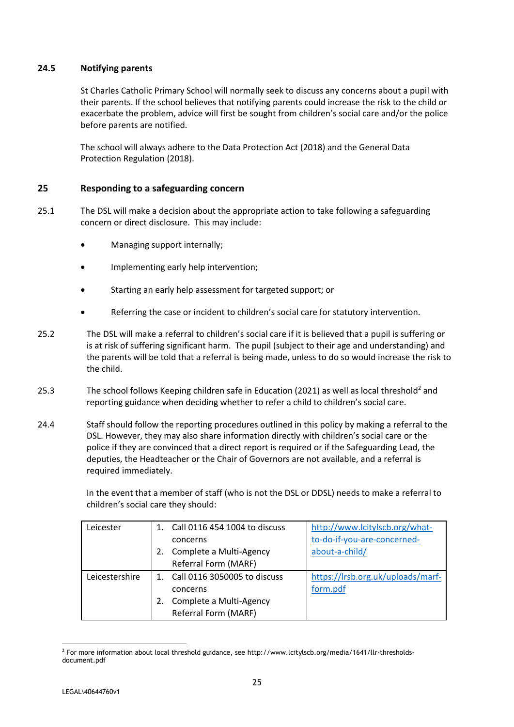### 24.5 Notifying parents

St Charles Catholic Primary School will normally seek to discuss any concerns about a pupil with their parents. If the school believes that notifying parents could increase the risk to the child or exacerbate the problem, advice will first be sought from children's social care and/or the police before parents are notified.

The school will always adhere to the Data Protection Act (2018) and the General Data Protection Regulation (2018).

## 25 Responding to a safeguarding concern

25.1 The DSL will make a decision about the appropriate action to take following a safeguarding concern or direct disclosure. This may include:

- Managing support internally;
- Implementing early help intervention;
- Starting an early help assessment for targeted support; or
- Referring the case or incident to children's social care for statutory intervention.

25.2 The DSL will make a referral to children's social care if it is believed that a pupil is suffering or is at risk of suffering significant harm. The pupil (subject to their age and understanding) and the parents will be told that a referral is being made, unless to do so would increase the risk to the child.

25.3 The school follows Keeping children safe in Education (2021) as well as local threshold[2] and reporting guidance when deciding whether to refer a child to children's social care.

24.4 Staff should follow the reporting procedures outlined in this policy by making a referral to the DSL. However, they may also share information directly with children's social care or the police if they are convinced that a direct report is required or if the Safeguarding Lead, the deputies, the Headteacher or the Chair of Governors are not available, and a referral is required immediately.

In the event that a member of staff (who is not the DSL or DDSL) needs to make a referral to children's social care they should:

| Leicester | 1. Call 0116 454 1004 to discuss concerns<br>2. Complete a Multi-Agency Referral Form (MARF) | http://www.lcitylscb.org/what-to-do-if-you-are-concerned-about-a-child/ |
|---|---|---|
| Leicestershire | 1. Call 0116 3050005 to discuss concerns<br>2. Complete a Multi-Agency Referral Form (MARF) | https://lrsb.org.uk/uploads/marf-form.pdf |

[2] For more information about local threshold guidance, see http://www.lcitylscb.org/media/1641/llr-thresholds-document.pdf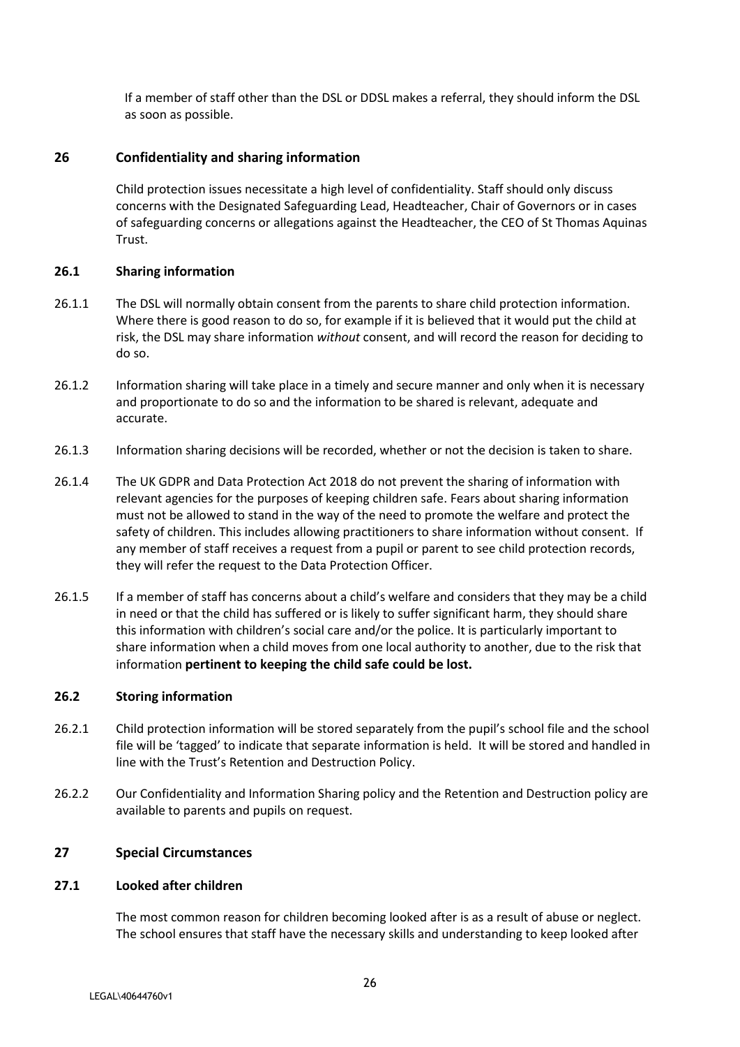If a member of staff other than the DSL or DDSL makes a referral, they should inform the DSL as soon as possible.

## 26 Confidentiality and sharing information

Child protection issues necessitate a high level of confidentiality. Staff should only discuss concerns with the Designated Safeguarding Lead, Headteacher, Chair of Governors or in cases of safeguarding concerns or allegations against the Headteacher, the CEO of St Thomas Aquinas Trust.

### 26.1 Sharing information

26.1.1 The DSL will normally obtain consent from the parents to share child protection information. Where there is good reason to do so, for example if it is believed that it would put the child at risk, the DSL may share information *without* consent, and will record the reason for deciding to do so.

26.1.2 Information sharing will take place in a timely and secure manner and only when it is necessary and proportionate to do so and the information to be shared is relevant, adequate and accurate.

26.1.3 Information sharing decisions will be recorded, whether or not the decision is taken to share.

26.1.4 The UK GDPR and Data Protection Act 2018 do not prevent the sharing of information with relevant agencies for the purposes of keeping children safe. Fears about sharing information must not be allowed to stand in the way of the need to promote the welfare and protect the safety of children. This includes allowing practitioners to share information without consent. If any member of staff receives a request from a pupil or parent to see child protection records, they will refer the request to the Data Protection Officer.

26.1.5 If a member of staff has concerns about a child's welfare and considers that they may be a child in need or that the child has suffered or is likely to suffer significant harm, they should share this information with children's social care and/or the police. It is particularly important to share information when a child moves from one local authority to another, due to the risk that information **pertinent to keeping the child safe could be lost.**

### 26.2 Storing information

26.2.1 Child protection information will be stored separately from the pupil's school file and the school file will be 'tagged' to indicate that separate information is held. It will be stored and handled in line with the Trust's Retention and Destruction Policy.

26.2.2 Our Confidentiality and Information Sharing policy and the Retention and Destruction policy are available to parents and pupils on request.

## 27 Special Circumstances

### 27.1 Looked after children

The most common reason for children becoming looked after is as a result of abuse or neglect. The school ensures that staff have the necessary skills and understanding to keep looked after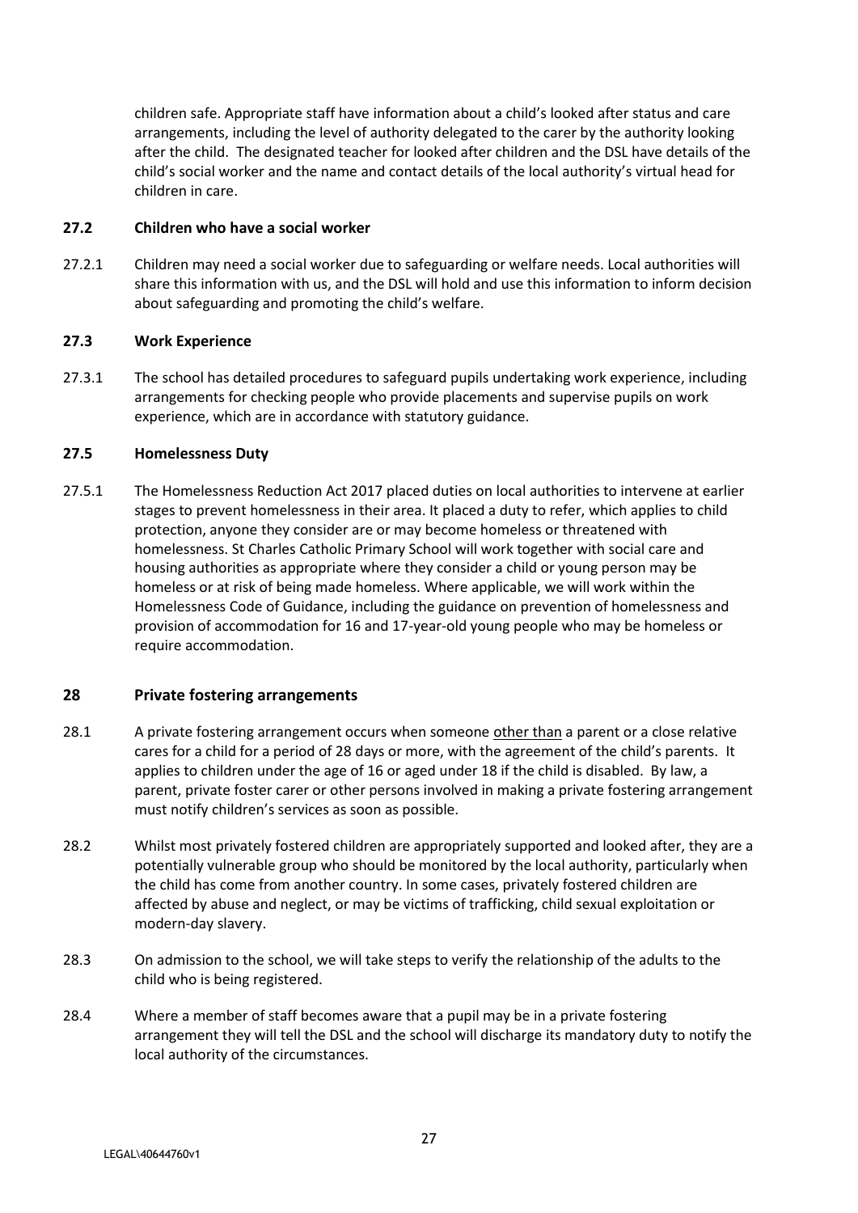children safe. Appropriate staff have information about a child's looked after status and care arrangements, including the level of authority delegated to the carer by the authority looking after the child. The designated teacher for looked after children and the DSL have details of the child's social worker and the name and contact details of the local authority's virtual head for children in care.

### 27.2 Children who have a social worker

27.2.1 Children may need a social worker due to safeguarding or welfare needs. Local authorities will share this information with us, and the DSL will hold and use this information to inform decision about safeguarding and promoting the child's welfare.

### 27.3 Work Experience

27.3.1 The school has detailed procedures to safeguard pupils undertaking work experience, including arrangements for checking people who provide placements and supervise pupils on work experience, which are in accordance with statutory guidance.

### 27.5 Homelessness Duty

27.5.1 The Homelessness Reduction Act 2017 placed duties on local authorities to intervene at earlier stages to prevent homelessness in their area. It placed a duty to refer, which applies to child protection, anyone they consider are or may become homeless or threatened with homelessness. St Charles Catholic Primary School will work together with social care and housing authorities as appropriate where they consider a child or young person may be homeless or at risk of being made homeless. Where applicable, we will work within the Homelessness Code of Guidance, including the guidance on prevention of homelessness and provision of accommodation for 16 and 17-year-old young people who may be homeless or require accommodation.

## 28 Private fostering arrangements

28.1 A private fostering arrangement occurs when someone other than a parent or a close relative cares for a child for a period of 28 days or more, with the agreement of the child's parents. It applies to children under the age of 16 or aged under 18 if the child is disabled. By law, a parent, private foster carer or other persons involved in making a private fostering arrangement must notify children's services as soon as possible.

28.2 Whilst most privately fostered children are appropriately supported and looked after, they are a potentially vulnerable group who should be monitored by the local authority, particularly when the child has come from another country. In some cases, privately fostered children are affected by abuse and neglect, or may be victims of trafficking, child sexual exploitation or modern-day slavery.

28.3 On admission to the school, we will take steps to verify the relationship of the adults to the child who is being registered.

28.4 Where a member of staff becomes aware that a pupil may be in a private fostering arrangement they will tell the DSL and the school will discharge its mandatory duty to notify the local authority of the circumstances.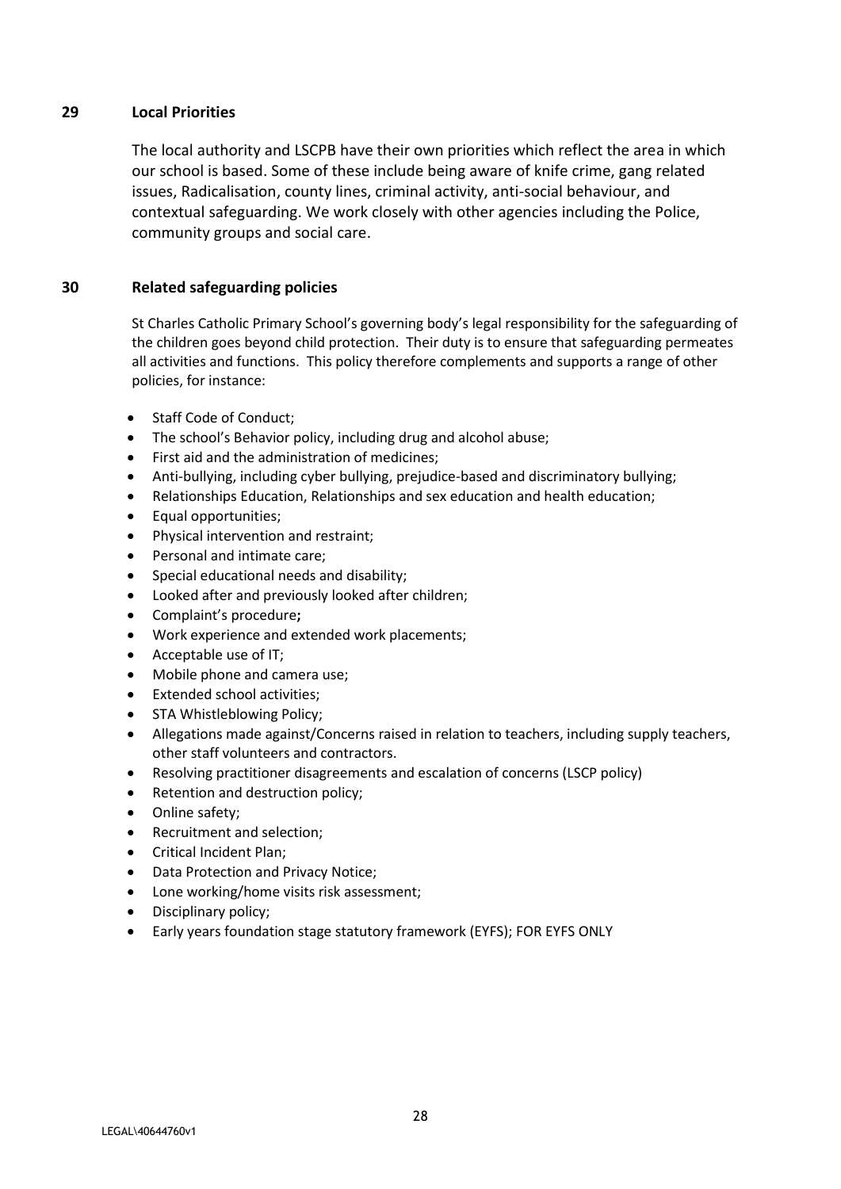## 29 Local Priorities

The local authority and LSCPB have their own priorities which reflect the area in which our school is based. Some of these include being aware of knife crime, gang related issues, Radicalisation, county lines, criminal activity, anti-social behaviour, and contextual safeguarding. We work closely with other agencies including the Police, community groups and social care.

## 30 Related safeguarding policies

St Charles Catholic Primary School's governing body's legal responsibility for the safeguarding of the children goes beyond child protection. Their duty is to ensure that safeguarding permeates all activities and functions. This policy therefore complements and supports a range of other policies, for instance:

- Staff Code of Conduct;
- The school's Behavior policy, including drug and alcohol abuse;
- First aid and the administration of medicines;
- Anti-bullying, including cyber bullying, prejudice-based and discriminatory bullying;
- Relationships Education, Relationships and sex education and health education;
- Equal opportunities;
- Physical intervention and restraint;
- Personal and intimate care;
- Special educational needs and disability;
- Looked after and previously looked after children;
- Complaint's procedure**;**
- Work experience and extended work placements;
- Acceptable use of IT;
- Mobile phone and camera use;
- Extended school activities;
- STA Whistleblowing Policy;
- Allegations made against/Concerns raised in relation to teachers, including supply teachers, other staff volunteers and contractors.
- Resolving practitioner disagreements and escalation of concerns (LSCP policy)
- Retention and destruction policy;
- Online safety;
- Recruitment and selection;
- Critical Incident Plan;
- Data Protection and Privacy Notice;
- Lone working/home visits risk assessment;
- Disciplinary policy;
- Early years foundation stage statutory framework (EYFS); FOR EYFS ONLY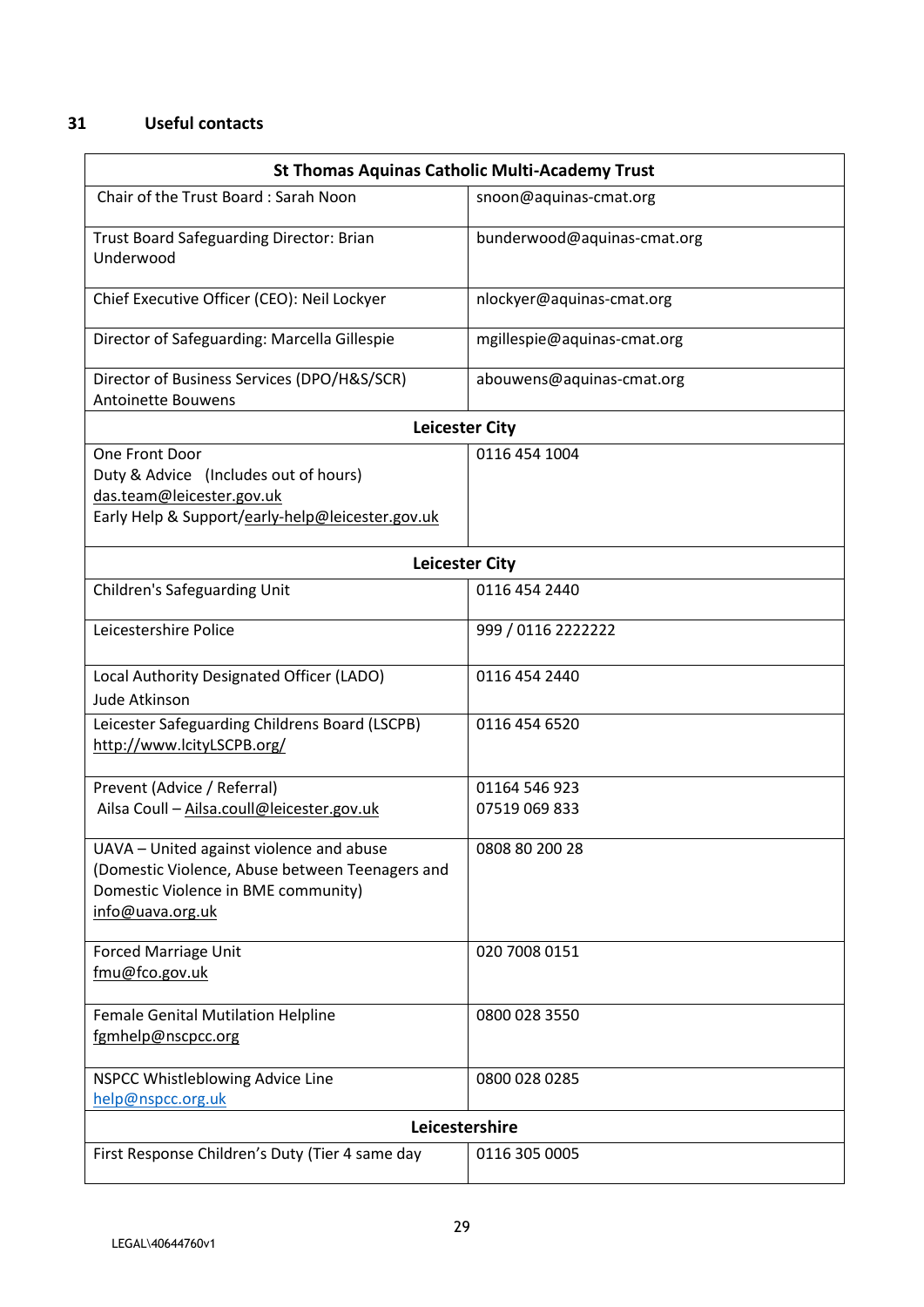## 31 Useful contacts

| St Thomas Aquinas Catholic Multi-Academy Trust | |
|---|---|
| Chair of the Trust Board : Sarah Noon | snoon@aquinas-cmat.org |
| Trust Board Safeguarding Director: Brian Underwood | bunderwood@aquinas-cmat.org |
| Chief Executive Officer (CEO): Neil Lockyer | nlockyer@aquinas-cmat.org |
| Director of Safeguarding: Marcella Gillespie | mgillespie@aquinas-cmat.org |
| Director of Business Services (DPO/H&S/SCR) Antoinette Bouwens | abouwens@aquinas-cmat.org |
| **Leicester City** | |
| One Front Door<br>Duty & Advice (Includes out of hours)<br>das.team@leicester.gov.uk<br>Early Help & Support/early-help@leicester.gov.uk | 0116 454 1004 |
| **Leicester City** | |
| Children's Safeguarding Unit | 0116 454 2440 |
| Leicestershire Police | 999 / 0116 2222222 |
| Local Authority Designated Officer (LADO)<br>Jude Atkinson | 0116 454 2440 |
| Leicester Safeguarding Childrens Board (LSCPB)<br>http://www.lcityLSCPB.org/ | 0116 454 6520 |
| Prevent (Advice / Referral)<br>Ailsa Coull – Ailsa.coull@leicester.gov.uk | 01164 546 923<br>07519 069 833 |
| UAVA – United against violence and abuse (Domestic Violence, Abuse between Teenagers and Domestic Violence in BME community)<br>info@uava.org.uk | 0808 80 200 28 |
| Forced Marriage Unit<br>fmu@fco.gov.uk | 020 7008 0151 |
| Female Genital Mutilation Helpline<br>fgmhelp@nscpcc.org | 0800 028 3550 |
| NSPCC Whistleblowing Advice Line<br>help@nspcc.org.uk | 0800 028 0285 |
| **Leicestershire** | |
| First Response Children's Duty (Tier 4 same day | 0116 305 0005 |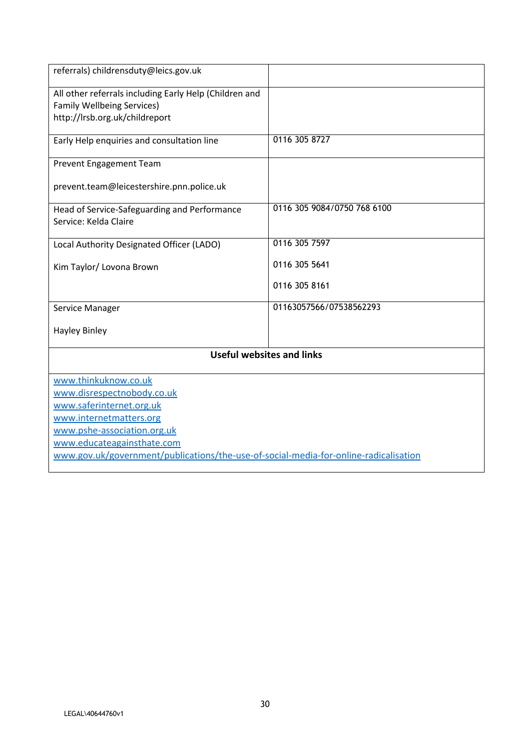| | |
|---|---|
| referrals) childrensduty@leics.gov.uk | |
| All other referrals including Early Help (Children and Family Wellbeing Services) http://lrsb.org.uk/childreport | |
| Early Help enquiries and consultation line | 0116 305 8727 |
| Prevent Engagement Team<br><br>prevent.team@leicestershire.pnn.police.uk | |
| Head of Service-Safeguarding and Performance Service: Kelda Claire | 0116 305 9084/0750 768 6100 |
| Local Authority Designated Officer (LADO)<br><br>Kim Taylor/ Lovona Brown | 0116 305 7597<br><br>0116 305 5641<br><br>0116 305 8161 |
| Service Manager<br><br>Hayley Binley | 01163057566/07538562293 |
| **Useful websites and links** | |
| www.thinkuknow.co.uk<br>www.disrespectnobody.co.uk<br>www.saferinternet.org.uk<br>www.internetmatters.org<br>www.pshe-association.org.uk<br>www.educateagainsthate.com<br>www.gov.uk/government/publications/the-use-of-social-media-for-online-radicalisation | |

LEGAL\40644760v1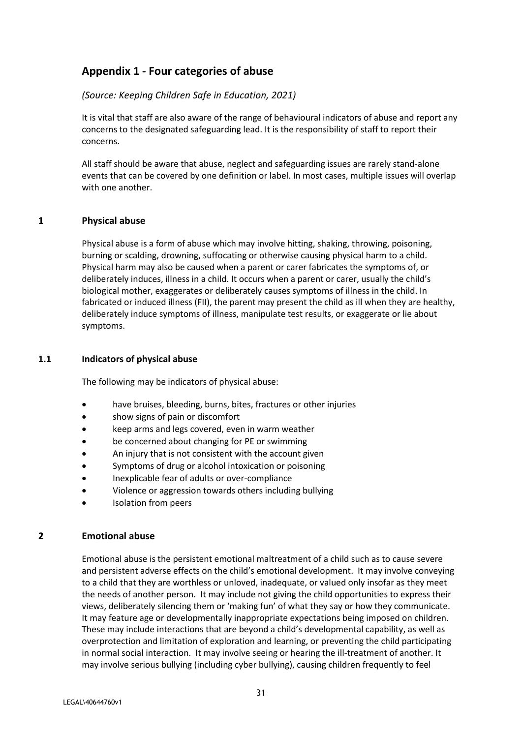## Appendix 1 - Four categories of abuse

*(Source: Keeping Children Safe in Education, 2021)*

It is vital that staff are also aware of the range of behavioural indicators of abuse and report any concerns to the designated safeguarding lead. It is the responsibility of staff to report their concerns.

All staff should be aware that abuse, neglect and safeguarding issues are rarely stand-alone events that can be covered by one definition or label. In most cases, multiple issues will overlap with one another.

### 1 Physical abuse

Physical abuse is a form of abuse which may involve hitting, shaking, throwing, poisoning, burning or scalding, drowning, suffocating or otherwise causing physical harm to a child. Physical harm may also be caused when a parent or carer fabricates the symptoms of, or deliberately induces, illness in a child. It occurs when a parent or carer, usually the child's biological mother, exaggerates or deliberately causes symptoms of illness in the child. In fabricated or induced illness (FII), the parent may present the child as ill when they are healthy, deliberately induce symptoms of illness, manipulate test results, or exaggerate or lie about symptoms.

#### 1.1 Indicators of physical abuse

The following may be indicators of physical abuse:

- have bruises, bleeding, burns, bites, fractures or other injuries
- show signs of pain or discomfort
- keep arms and legs covered, even in warm weather
- be concerned about changing for PE or swimming
- An injury that is not consistent with the account given
- Symptoms of drug or alcohol intoxication or poisoning
- Inexplicable fear of adults or over-compliance
- Violence or aggression towards others including bullying
- Isolation from peers

### 2 Emotional abuse

Emotional abuse is the persistent emotional maltreatment of a child such as to cause severe and persistent adverse effects on the child's emotional development. It may involve conveying to a child that they are worthless or unloved, inadequate, or valued only insofar as they meet the needs of another person. It may include not giving the child opportunities to express their views, deliberately silencing them or 'making fun' of what they say or how they communicate. It may feature age or developmentally inappropriate expectations being imposed on children. These may include interactions that are beyond a child's developmental capability, as well as overprotection and limitation of exploration and learning, or preventing the child participating in normal social interaction. It may involve seeing or hearing the ill-treatment of another. It may involve serious bullying (including cyber bullying), causing children frequently to feel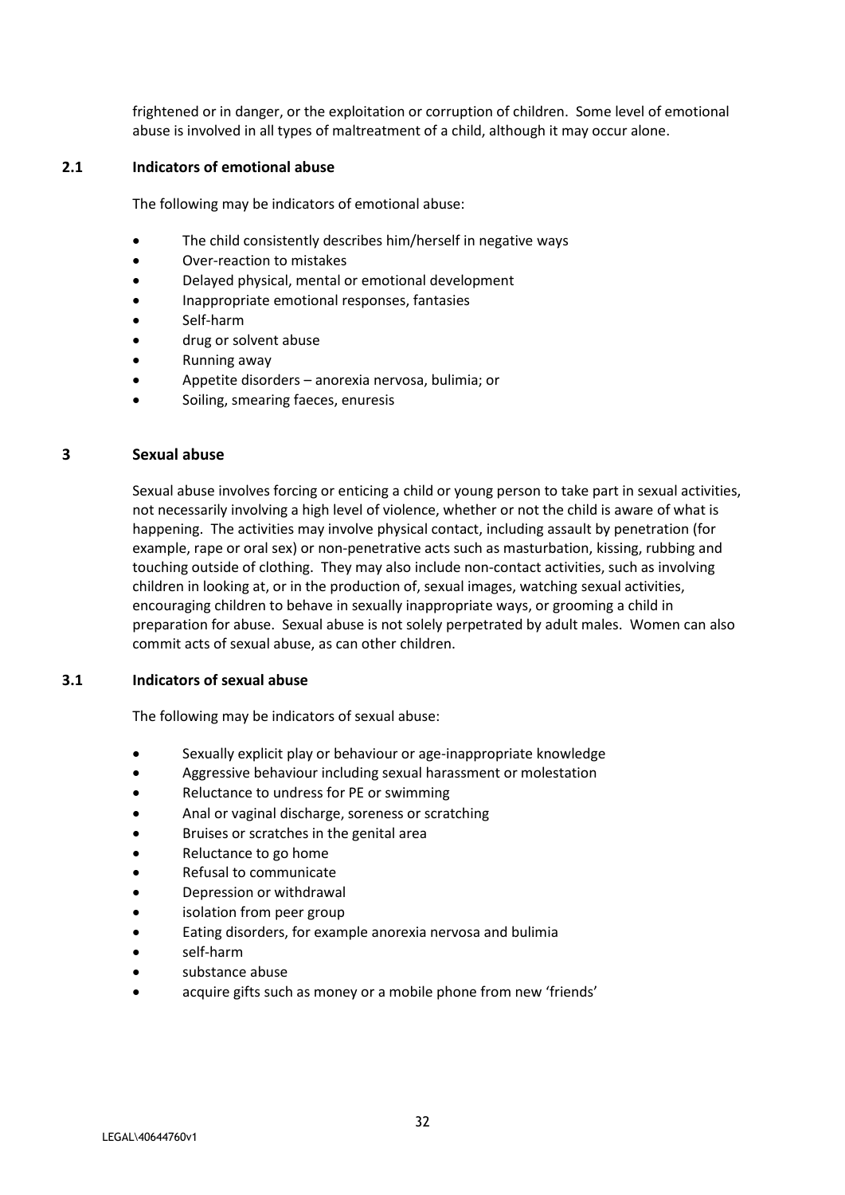frightened or in danger, or the exploitation or corruption of children. Some level of emotional abuse is involved in all types of maltreatment of a child, although it may occur alone.

### 2.1 Indicators of emotional abuse

The following may be indicators of emotional abuse:

- The child consistently describes him/herself in negative ways
- Over-reaction to mistakes
- Delayed physical, mental or emotional development
- Inappropriate emotional responses, fantasies
- Self-harm
- drug or solvent abuse
- Running away
- Appetite disorders – anorexia nervosa, bulimia; or
- Soiling, smearing faeces, enuresis

## 3 Sexual abuse

Sexual abuse involves forcing or enticing a child or young person to take part in sexual activities, not necessarily involving a high level of violence, whether or not the child is aware of what is happening. The activities may involve physical contact, including assault by penetration (for example, rape or oral sex) or non-penetrative acts such as masturbation, kissing, rubbing and touching outside of clothing. They may also include non-contact activities, such as involving children in looking at, or in the production of, sexual images, watching sexual activities, encouraging children to behave in sexually inappropriate ways, or grooming a child in preparation for abuse. Sexual abuse is not solely perpetrated by adult males. Women can also commit acts of sexual abuse, as can other children.

### 3.1 Indicators of sexual abuse

The following may be indicators of sexual abuse:

- Sexually explicit play or behaviour or age-inappropriate knowledge
- Aggressive behaviour including sexual harassment or molestation
- Reluctance to undress for PE or swimming
- Anal or vaginal discharge, soreness or scratching
- Bruises or scratches in the genital area
- Reluctance to go home
- Refusal to communicate
- Depression or withdrawal
- isolation from peer group
- Eating disorders, for example anorexia nervosa and bulimia
- self-harm
- substance abuse
- acquire gifts such as money or a mobile phone from new 'friends'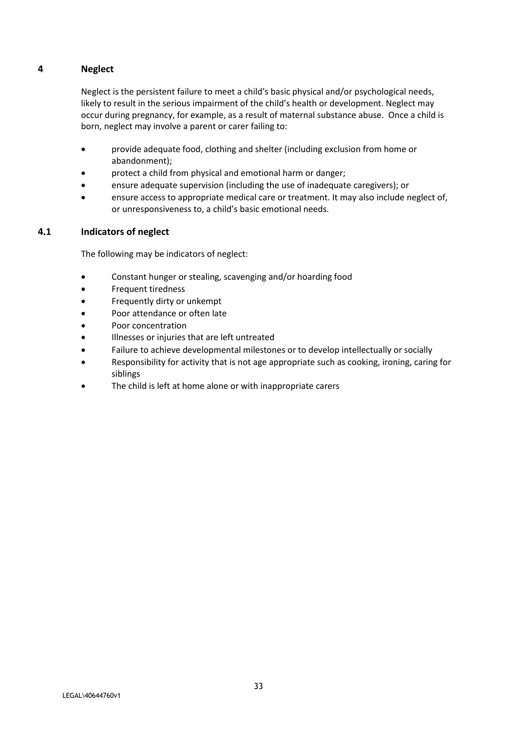## 4 Neglect

Neglect is the persistent failure to meet a child's basic physical and/or psychological needs, likely to result in the serious impairment of the child's health or development. Neglect may occur during pregnancy, for example, as a result of maternal substance abuse. Once a child is born, neglect may involve a parent or carer failing to:

- provide adequate food, clothing and shelter (including exclusion from home or abandonment);
- protect a child from physical and emotional harm or danger;
- ensure adequate supervision (including the use of inadequate caregivers); or
- ensure access to appropriate medical care or treatment. It may also include neglect of, or unresponsiveness to, a child's basic emotional needs.

### 4.1 Indicators of neglect

The following may be indicators of neglect:

- Constant hunger or stealing, scavenging and/or hoarding food
- Frequent tiredness
- Frequently dirty or unkempt
- Poor attendance or often late
- Poor concentration
- Illnesses or injuries that are left untreated
- Failure to achieve developmental milestones or to develop intellectually or socially
- Responsibility for activity that is not age appropriate such as cooking, ironing, caring for siblings
- The child is left at home alone or with inappropriate carers

LEGAL\40644760v1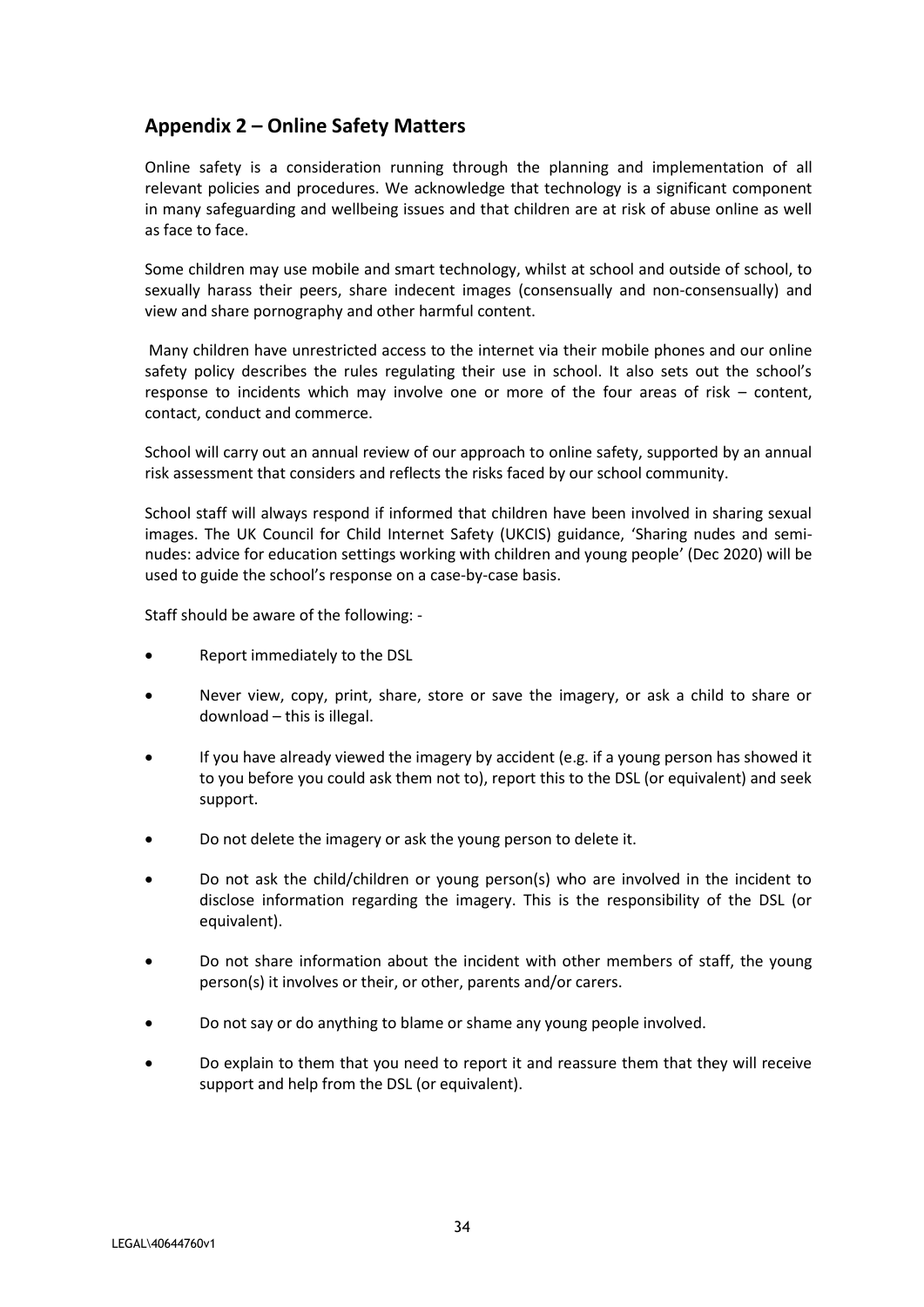## Appendix 2 – Online Safety Matters

Online safety is a consideration running through the planning and implementation of all relevant policies and procedures. We acknowledge that technology is a significant component in many safeguarding and wellbeing issues and that children are at risk of abuse online as well as face to face.

Some children may use mobile and smart technology, whilst at school and outside of school, to sexually harass their peers, share indecent images (consensually and non-consensually) and view and share pornography and other harmful content.

Many children have unrestricted access to the internet via their mobile phones and our online safety policy describes the rules regulating their use in school. It also sets out the school's response to incidents which may involve one or more of the four areas of risk – content, contact, conduct and commerce.

School will carry out an annual review of our approach to online safety, supported by an annual risk assessment that considers and reflects the risks faced by our school community.

School staff will always respond if informed that children have been involved in sharing sexual images. The UK Council for Child Internet Safety (UKCIS) guidance, 'Sharing nudes and semi-nudes: advice for education settings working with children and young people' (Dec 2020) will be used to guide the school's response on a case-by-case basis.

Staff should be aware of the following: -

- Report immediately to the DSL
- Never view, copy, print, share, store or save the imagery, or ask a child to share or download – this is illegal.
- If you have already viewed the imagery by accident (e.g. if a young person has showed it to you before you could ask them not to), report this to the DSL (or equivalent) and seek support.
- Do not delete the imagery or ask the young person to delete it.
- Do not ask the child/children or young person(s) who are involved in the incident to disclose information regarding the imagery. This is the responsibility of the DSL (or equivalent).
- Do not share information about the incident with other members of staff, the young person(s) it involves or their, or other, parents and/or carers.
- Do not say or do anything to blame or shame any young people involved.
- Do explain to them that you need to report it and reassure them that they will receive support and help from the DSL (or equivalent).